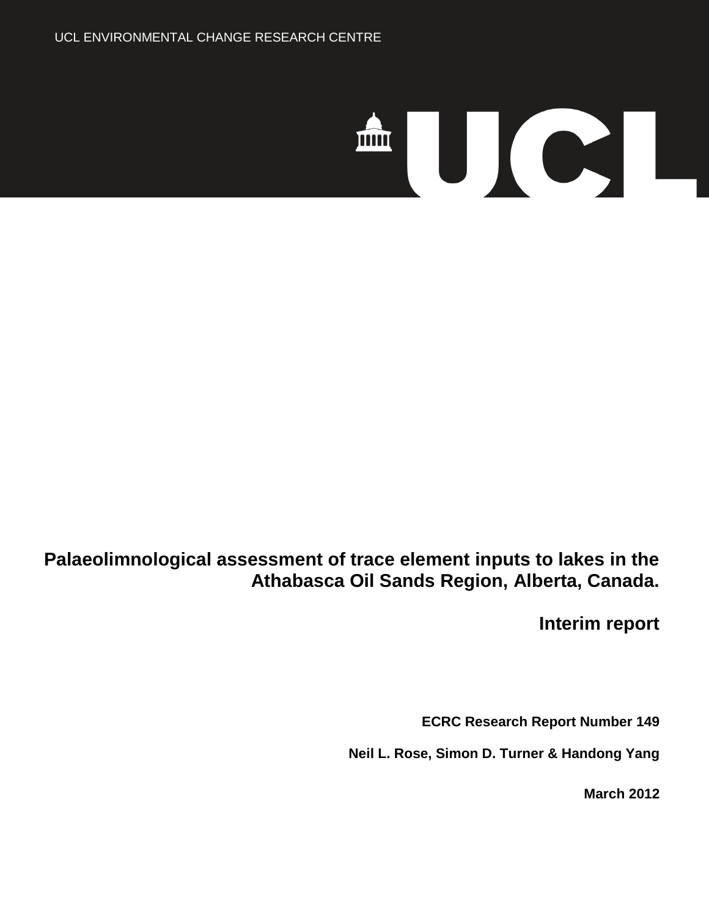UCL ENVIRONMENTAL CHANGE RESEARCH CENTRE

# Palaeolimnological assessment of trace element inputs to lakes in the Athabasca Oil Sands Region, Alberta, Canada.

## Interim report

**ECRC Research Report Number 149**

**Neil L. Rose, Simon D. Turner & Handong Yang**

**March 2012**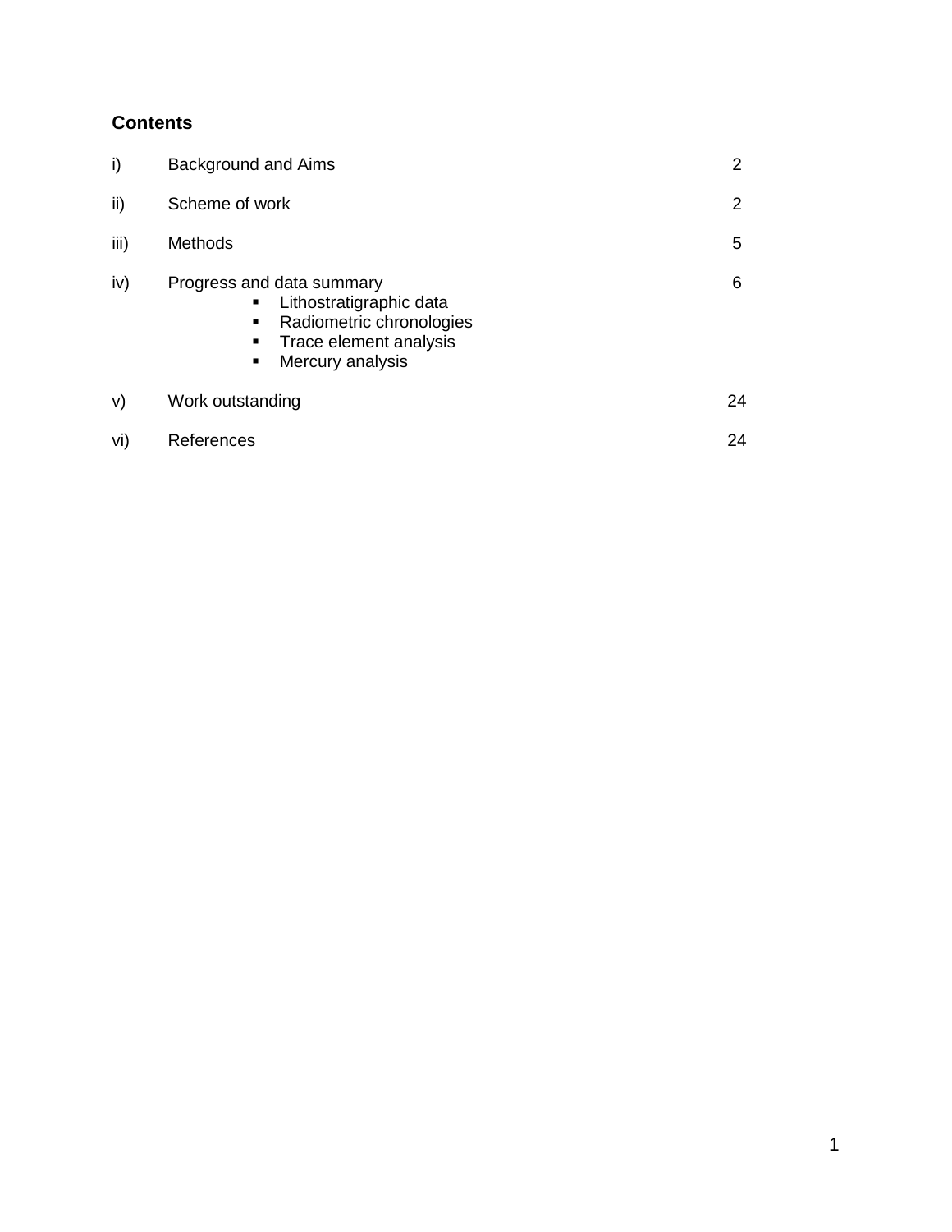## Contents

| | | |
|---|---|---|
| i) | Background and Aims | 2 |
| ii) | Scheme of work | 2 |
| iii) | Methods | 5 |
| iv) | Progress and data summary<br>▪ Lithostratigraphic data<br>▪ Radiometric chronologies<br>▪ Trace element analysis<br>▪ Mercury analysis | 6 |
| v) | Work outstanding | 24 |
| vi) | References | 24 |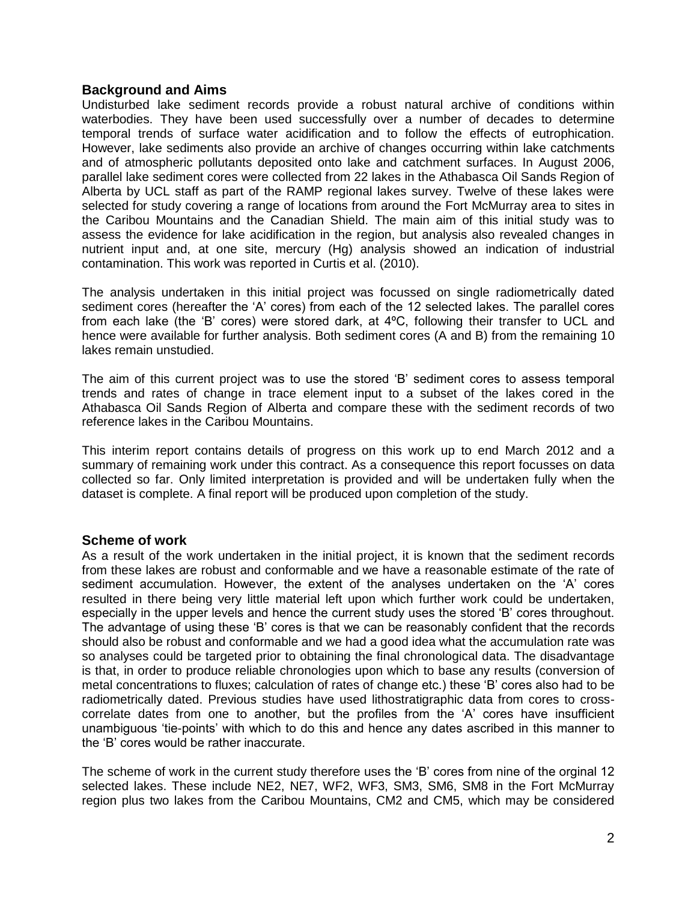## Background and Aims

Undisturbed lake sediment records provide a robust natural archive of conditions within waterbodies. They have been used successfully over a number of decades to determine temporal trends of surface water acidification and to follow the effects of eutrophication. However, lake sediments also provide an archive of changes occurring within lake catchments and of atmospheric pollutants deposited onto lake and catchment surfaces. In August 2006, parallel lake sediment cores were collected from 22 lakes in the Athabasca Oil Sands Region of Alberta by UCL staff as part of the RAMP regional lakes survey. Twelve of these lakes were selected for study covering a range of locations from around the Fort McMurray area to sites in the Caribou Mountains and the Canadian Shield. The main aim of this initial study was to assess the evidence for lake acidification in the region, but analysis also revealed changes in nutrient input and, at one site, mercury (Hg) analysis showed an indication of industrial contamination. This work was reported in Curtis et al. (2010).

The analysis undertaken in this initial project was focussed on single radiometrically dated sediment cores (hereafter the 'A' cores) from each of the 12 selected lakes. The parallel cores from each lake (the 'B' cores) were stored dark, at 4ºC, following their transfer to UCL and hence were available for further analysis. Both sediment cores (A and B) from the remaining 10 lakes remain unstudied.

The aim of this current project was to use the stored 'B' sediment cores to assess temporal trends and rates of change in trace element input to a subset of the lakes cored in the Athabasca Oil Sands Region of Alberta and compare these with the sediment records of two reference lakes in the Caribou Mountains.

This interim report contains details of progress on this work up to end March 2012 and a summary of remaining work under this contract. As a consequence this report focusses on data collected so far. Only limited interpretation is provided and will be undertaken fully when the dataset is complete. A final report will be produced upon completion of the study.

## Scheme of work

As a result of the work undertaken in the initial project, it is known that the sediment records from these lakes are robust and conformable and we have a reasonable estimate of the rate of sediment accumulation. However, the extent of the analyses undertaken on the 'A' cores resulted in there being very little material left upon which further work could be undertaken, especially in the upper levels and hence the current study uses the stored 'B' cores throughout. The advantage of using these 'B' cores is that we can be reasonably confident that the records should also be robust and conformable and we had a good idea what the accumulation rate was so analyses could be targeted prior to obtaining the final chronological data. The disadvantage is that, in order to produce reliable chronologies upon which to base any results (conversion of metal concentrations to fluxes; calculation of rates of change etc.) these 'B' cores also had to be radiometrically dated. Previous studies have used lithostratigraphic data from cores to cross-correlate dates from one to another, but the profiles from the 'A' cores have insufficient unambiguous 'tie-points' with which to do this and hence any dates ascribed in this manner to the 'B' cores would be rather inaccurate.

The scheme of work in the current study therefore uses the 'B' cores from nine of the orginal 12 selected lakes. These include NE2, NE7, WF2, WF3, SM3, SM6, SM8 in the Fort McMurray region plus two lakes from the Caribou Mountains, CM2 and CM5, which may be considered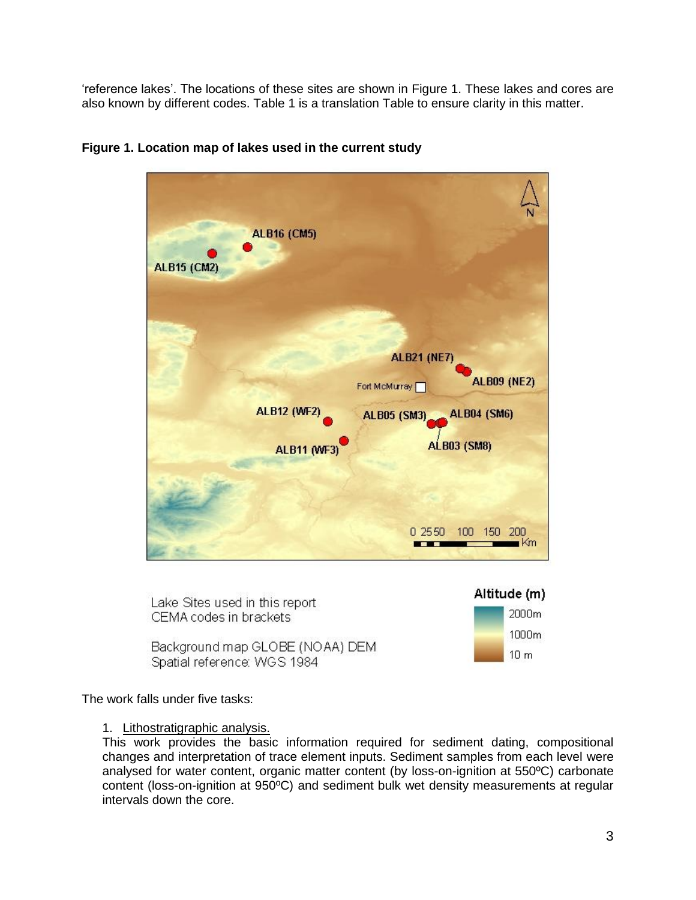'reference lakes'. The locations of these sites are shown in Figure 1. These lakes and cores are also known by different codes. Table 1 is a translation Table to ensure clarity in this matter.

**Figure 1. Location map of lakes used in the current study**

The work falls under five tasks:

1. Lithostratigraphic analysis.
   This work provides the basic information required for sediment dating, compositional changes and interpretation of trace element inputs. Sediment samples from each level were analysed for water content, organic matter content (by loss-on-ignition at 550ºC) carbonate content (loss-on-ignition at 950ºC) and sediment bulk wet density measurements at regular intervals down the core.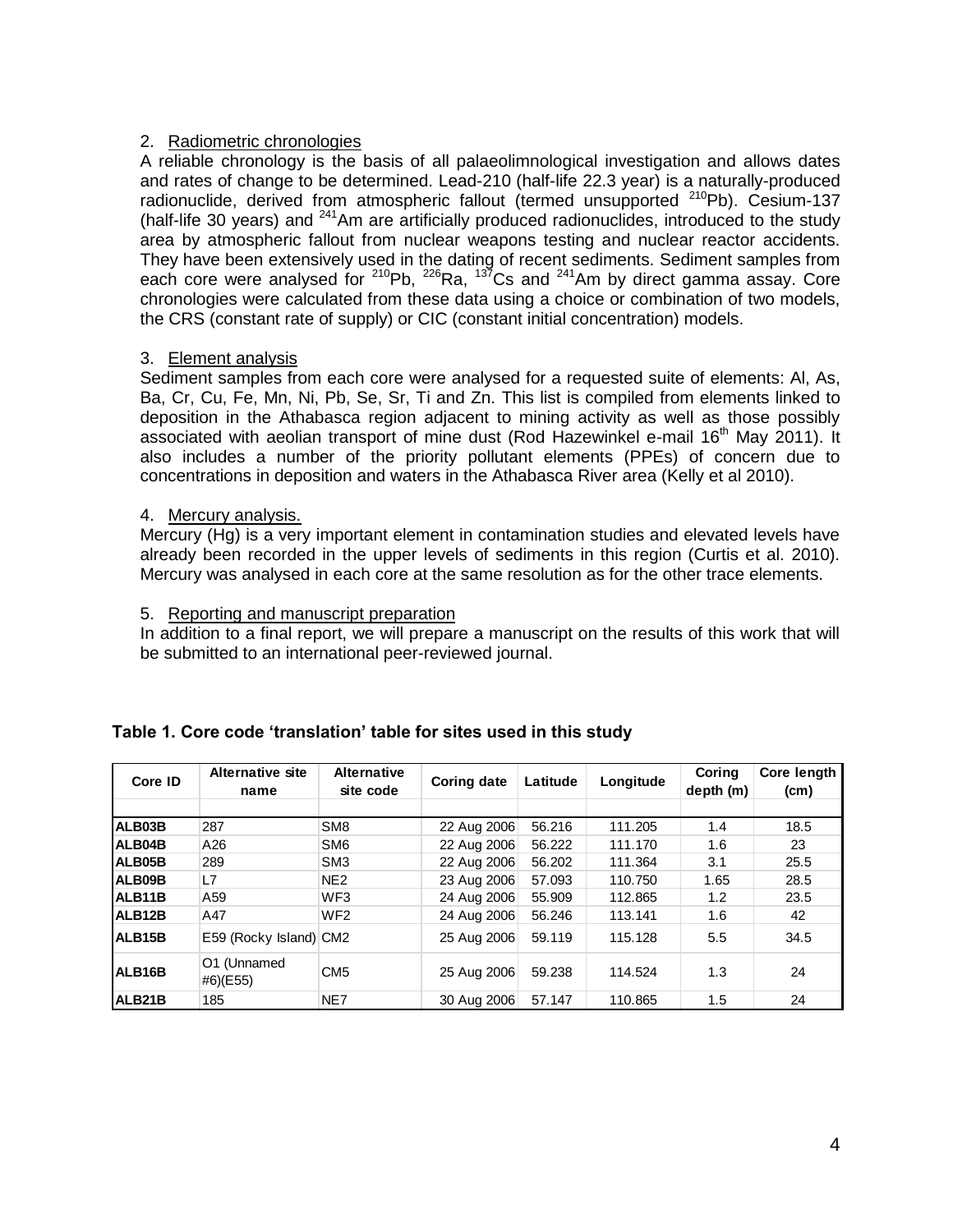2. Radiometric chronologies

A reliable chronology is the basis of all palaeolimnological investigation and allows dates and rates of change to be determined. Lead-210 (half-life 22.3 year) is a naturally-produced radionuclide, derived from atmospheric fallout (termed unsupported $^{210}$Pb). Cesium-137 (half-life 30 years) and $^{241}$Am are artificially produced radionuclides, introduced to the study area by atmospheric fallout from nuclear weapons testing and nuclear reactor accidents. They have been extensively used in the dating of recent sediments. Sediment samples from each core were analysed for $^{210}$Pb, $^{226}$Ra, $^{137}$Cs and $^{241}$Am by direct gamma assay. Core chronologies were calculated from these data using a choice or combination of two models, the CRS (constant rate of supply) or CIC (constant initial concentration) models.

3. Element analysis

Sediment samples from each core were analysed for a requested suite of elements: Al, As, Ba, Cr, Cu, Fe, Mn, Ni, Pb, Se, Sr, Ti and Zn. This list is compiled from elements linked to deposition in the Athabasca region adjacent to mining activity as well as those possibly associated with aeolian transport of mine dust (Rod Hazewinkel e-mail 16th May 2011). It also includes a number of the priority pollutant elements (PPEs) of concern due to concentrations in deposition and waters in the Athabasca River area (Kelly et al 2010).

4. Mercury analysis.

Mercury (Hg) is a very important element in contamination studies and elevated levels have already been recorded in the upper levels of sediments in this region (Curtis et al. 2010). Mercury was analysed in each core at the same resolution as for the other trace elements.

5. Reporting and manuscript preparation

In addition to a final report, we will prepare a manuscript on the results of this work that will be submitted to an international peer-reviewed journal.

**Table 1. Core code 'translation' table for sites used in this study**

| Core ID | Alternative site name | Alternative site code | Coring date | Latitude | Longitude | Coring depth (m) | Core length (cm) |
|---|---|---|---|---|---|---|---|
| ALB03B | 287 | SM8 | 22 Aug 2006 | 56.216 | 111.205 | 1.4 | 18.5 |
| ALB04B | A26 | SM6 | 22 Aug 2006 | 56.222 | 111.170 | 1.6 | 23 |
| ALB05B | 289 | SM3 | 22 Aug 2006 | 56.202 | 111.364 | 3.1 | 25.5 |
| ALB09B | L7 | NE2 | 23 Aug 2006 | 57.093 | 110.750 | 1.65 | 28.5 |
| ALB11B | A59 | WF3 | 24 Aug 2006 | 55.909 | 112.865 | 1.2 | 23.5 |
| ALB12B | A47 | WF2 | 24 Aug 2006 | 56.246 | 113.141 | 1.6 | 42 |
| ALB15B | E59 (Rocky Island) | CM2 | 25 Aug 2006 | 59.119 | 115.128 | 5.5 | 34.5 |
| ALB16B | O1 (Unnamed #6)(E55) | CM5 | 25 Aug 2006 | 59.238 | 114.524 | 1.3 | 24 |
| ALB21B | 185 | NE7 | 30 Aug 2006 | 57.147 | 110.865 | 1.5 | 24 |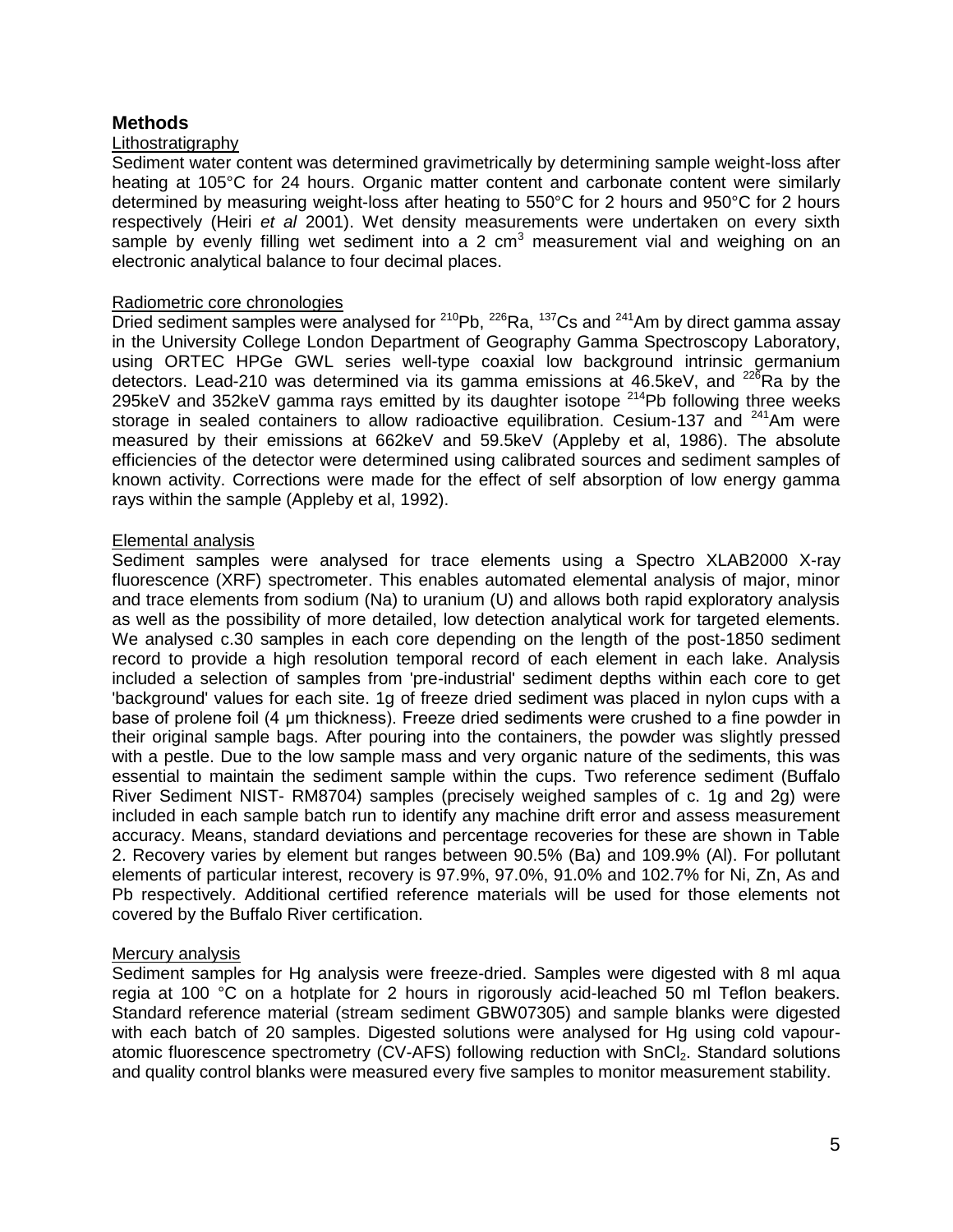## Methods

### Lithostratigraphy

Sediment water content was determined gravimetrically by determining sample weight-loss after heating at 105°C for 24 hours. Organic matter content and carbonate content were similarly determined by measuring weight-loss after heating to 550°C for 2 hours and 950°C for 2 hours respectively (Heiri *et al* 2001). Wet density measurements were undertaken on every sixth sample by evenly filling wet sediment into a 2 $cm^3$ measurement vial and weighing on an electronic analytical balance to four decimal places.

### Radiometric core chronologies

Dried sediment samples were analysed for $^{210}Pb$, $^{226}Ra$, $^{137}Cs$ and $^{241}Am$ by direct gamma assay in the University College London Department of Geography Gamma Spectroscopy Laboratory, using ORTEC HPGe GWL series well-type coaxial low background intrinsic germanium detectors. Lead-210 was determined via its gamma emissions at 46.5keV, and $^{226}Ra$ by the 295keV and 352keV gamma rays emitted by its daughter isotope $^{214}Pb$ following three weeks storage in sealed containers to allow radioactive equilibration. Cesium-137 and $^{241}Am$ were measured by their emissions at 662keV and 59.5keV (Appleby et al, 1986). The absolute efficiencies of the detector were determined using calibrated sources and sediment samples of known activity. Corrections were made for the effect of self absorption of low energy gamma rays within the sample (Appleby et al, 1992).

### Elemental analysis

Sediment samples were analysed for trace elements using a Spectro XLAB2000 X-ray fluorescence (XRF) spectrometer. This enables automated elemental analysis of major, minor and trace elements from sodium (Na) to uranium (U) and allows both rapid exploratory analysis as well as the possibility of more detailed, low detection analytical work for targeted elements. We analysed c.30 samples in each core depending on the length of the post-1850 sediment record to provide a high resolution temporal record of each element in each lake. Analysis included a selection of samples from 'pre-industrial' sediment depths within each core to get 'background' values for each site. 1g of freeze dried sediment was placed in nylon cups with a base of prolene foil (4 µm thickness). Freeze dried sediments were crushed to a fine powder in their original sample bags. After pouring into the containers, the powder was slightly pressed with a pestle. Due to the low sample mass and very organic nature of the sediments, this was essential to maintain the sediment sample within the cups. Two reference sediment (Buffalo River Sediment NIST- RM8704) samples (precisely weighed samples of c. 1g and 2g) were included in each sample batch run to identify any machine drift error and assess measurement accuracy. Means, standard deviations and percentage recoveries for these are shown in Table 2. Recovery varies by element but ranges between 90.5% (Ba) and 109.9% (Al). For pollutant elements of particular interest, recovery is 97.9%, 97.0%, 91.0% and 102.7% for Ni, Zn, As and Pb respectively. Additional certified reference materials will be used for those elements not covered by the Buffalo River certification.

### Mercury analysis

Sediment samples for Hg analysis were freeze-dried. Samples were digested with 8 ml aqua regia at 100 °C on a hotplate for 2 hours in rigorously acid-leached 50 ml Teflon beakers. Standard reference material (stream sediment GBW07305) and sample blanks were digested with each batch of 20 samples. Digested solutions were analysed for Hg using cold vapour-atomic fluorescence spectrometry (CV-AFS) following reduction with $SnCl_2$. Standard solutions and quality control blanks were measured every five samples to monitor measurement stability.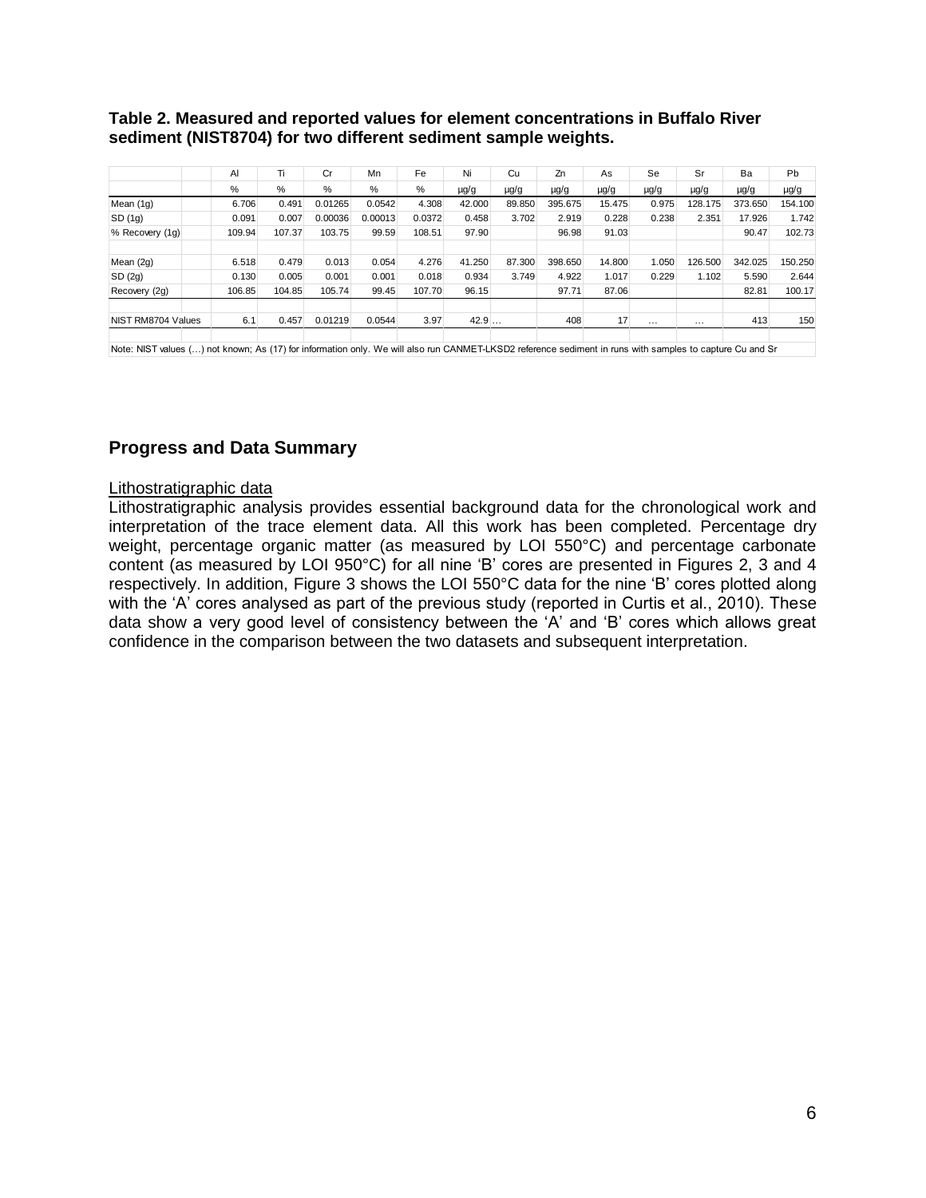**Table 2. Measured and reported values for element concentrations in Buffalo River sediment (NIST8704) for two different sediment sample weights.**

| | Al | Ti | Cr | Mn | Fe | Ni | Cu | Zn | As | Se | Sr | Ba | Pb |
|---|---|---|---|---|---|---|---|---|---|---|---|---|---|
| | % | % | % | % | % | µg/g | µg/g | µg/g | µg/g | µg/g | µg/g | µg/g | µg/g |
| Mean (1g) | 6.706 | 0.491 | 0.01265 | 0.0542 | 4.308 | 42.000 | 89.850 | 395.675 | 15.475 | 0.975 | 128.175 | 373.650 | 154.100 |
| SD (1g) | 0.091 | 0.007 | 0.00036 | 0.00013 | 0.0372 | 0.458 | 3.702 | 2.919 | 0.228 | 0.238 | 2.351 | 17.926 | 1.742 |
| % Recovery (1g) | 109.94 | 107.37 | 103.75 | 99.59 | 108.51 | 97.90 | | 96.98 | 91.03 | | | 90.47 | 102.73 |
| | | | | | | | | | | | | | |
| Mean (2g) | 6.518 | 0.479 | 0.013 | 0.054 | 4.276 | 41.250 | 87.300 | 398.650 | 14.800 | 1.050 | 126.500 | 342.025 | 150.250 |
| SD (2g) | 0.130 | 0.005 | 0.001 | 0.001 | 0.018 | 0.934 | 3.749 | 4.922 | 1.017 | 0.229 | 1.102 | 5.590 | 2.644 |
| Recovery (2g) | 106.85 | 104.85 | 105.74 | 99.45 | 107.70 | 96.15 | | 97.71 | 87.06 | | | 82.81 | 100.17 |
| | | | | | | | | | | | | | |
| NIST RM8704 Values | 6.1 | 0.457 | 0.01219 | 0.0544 | 3.97 | 42.9 | … | 408 | 17 | … | … | 413 | 150 |

Note: NIST values (…) not known; As (17) for information only. We will also run CANMET-LKSD2 reference sediment in runs with samples to capture Cu and Sr

## Progress and Data Summary

Lithostratigraphic data

Lithostratigraphic analysis provides essential background data for the chronological work and interpretation of the trace element data. All this work has been completed. Percentage dry weight, percentage organic matter (as measured by LOI 550°C) and percentage carbonate content (as measured by LOI 950°C) for all nine 'B' cores are presented in Figures 2, 3 and 4 respectively. In addition, Figure 3 shows the LOI 550°C data for the nine 'B' cores plotted along with the 'A' cores analysed as part of the previous study (reported in Curtis et al., 2010). These data show a very good level of consistency between the 'A' and 'B' cores which allows great confidence in the comparison between the two datasets and subsequent interpretation.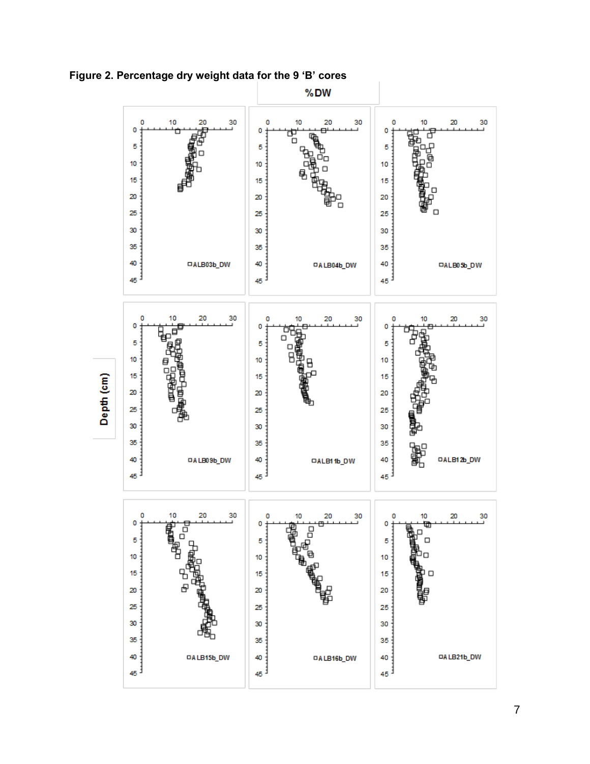**Figure 2. Percentage dry weight data for the 9 'B' cores**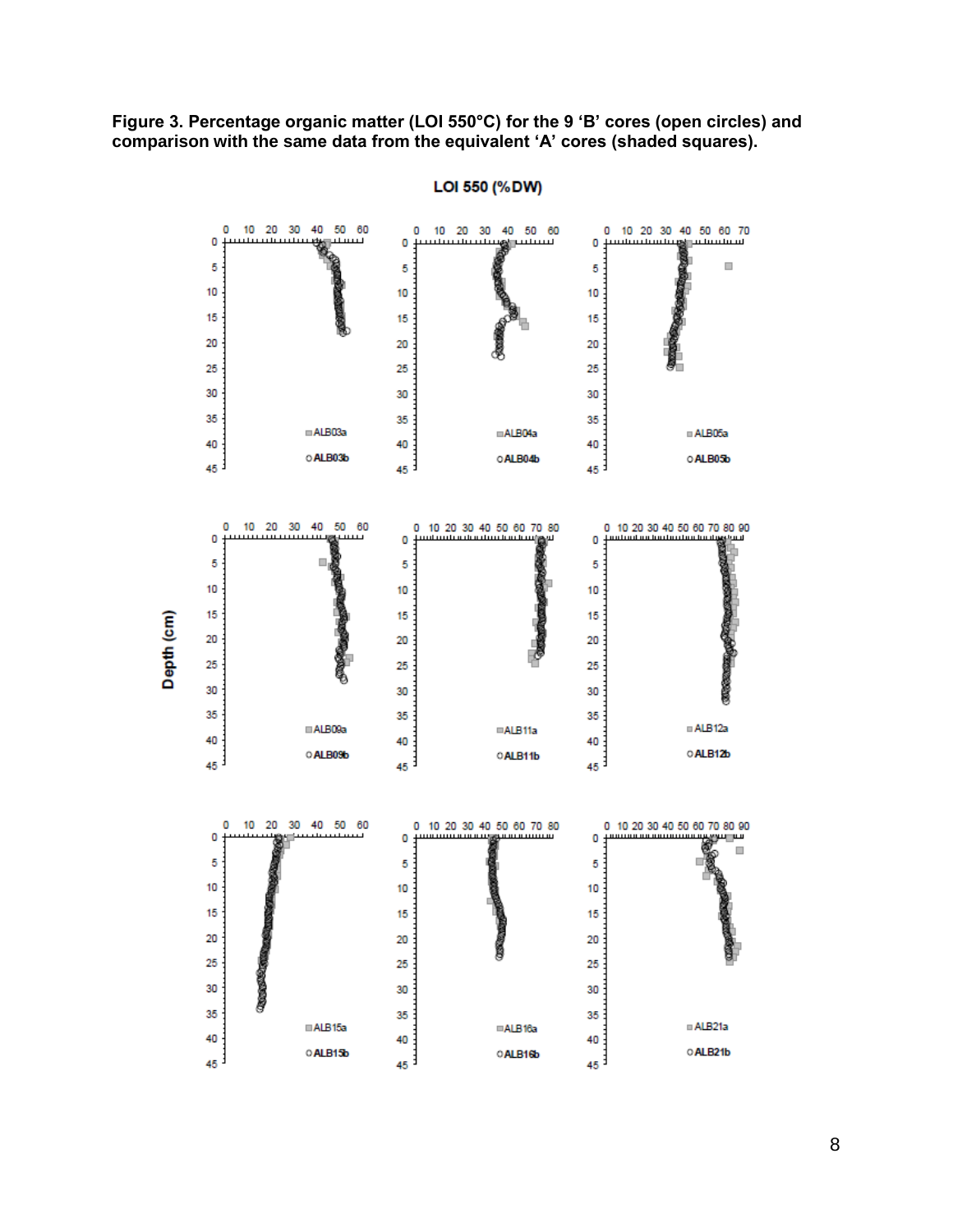**Figure 3. Percentage organic matter (LOI 550°C) for the 9 'B' cores (open circles) and comparison with the same data from the equivalent 'A' cores (shaded squares).**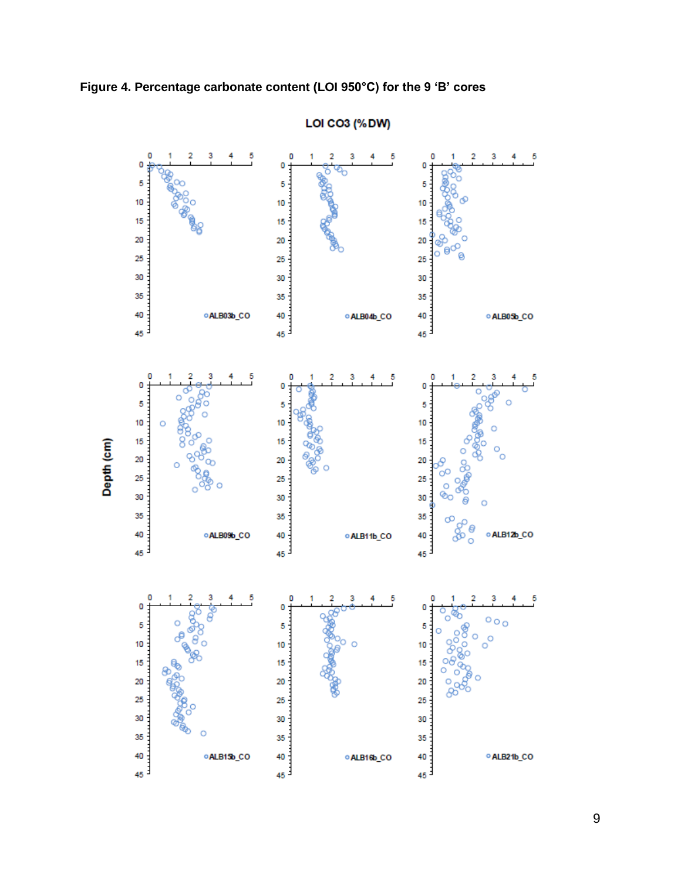**Figure 4. Percentage carbonate content (LOI 950°C) for the 9 'B' cores**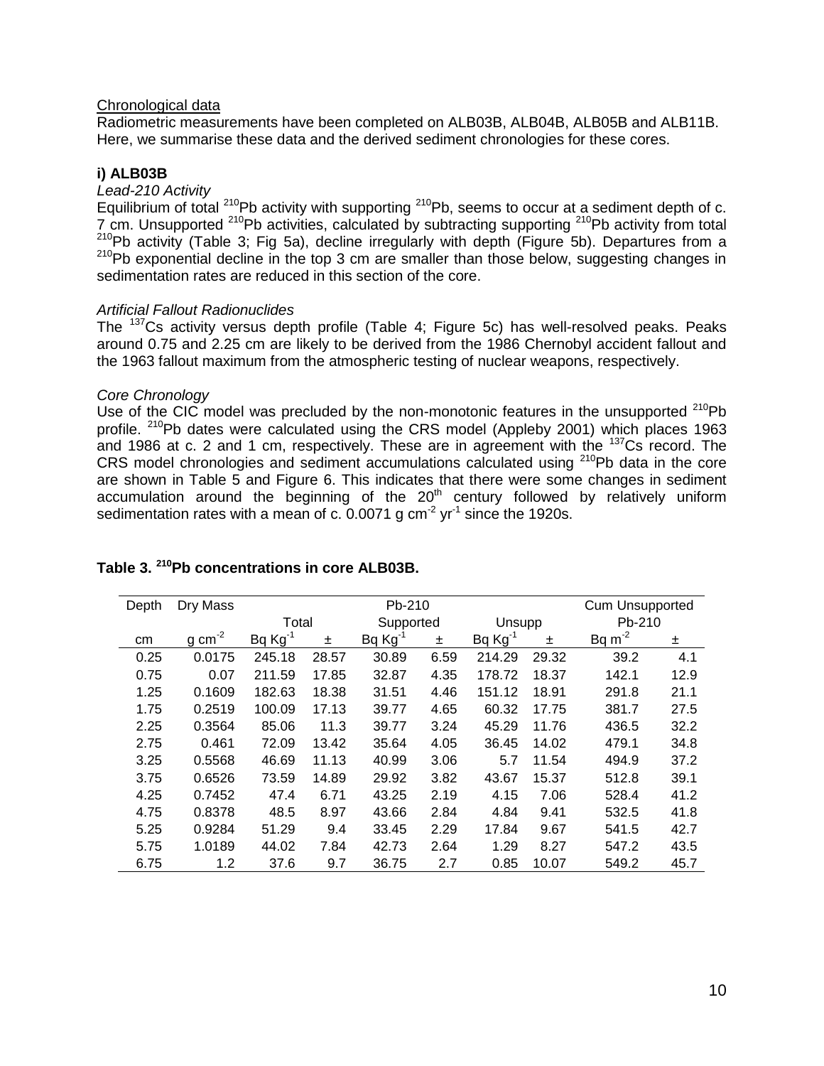Chronological data

Radiometric measurements have been completed on ALB03B, ALB04B, ALB05B and ALB11B. Here, we summarise these data and the derived sediment chronologies for these cores.

**i) ALB03B**

*Lead-210 Activity*

Equilibrium of total $^{210}$Pb activity with supporting $^{210}$Pb, seems to occur at a sediment depth of c. 7 cm. Unsupported $^{210}$Pb activities, calculated by subtracting supporting $^{210}$Pb activity from total $^{210}$Pb activity (Table 3; Fig 5a), decline irregularly with depth (Figure 5b). Departures from a $^{210}$Pb exponential decline in the top 3 cm are smaller than those below, suggesting changes in sedimentation rates are reduced in this section of the core.

*Artificial Fallout Radionuclides*

The $^{137}$Cs activity versus depth profile (Table 4; Figure 5c) has well-resolved peaks. Peaks around 0.75 and 2.25 cm are likely to be derived from the 1986 Chernobyl accident fallout and the 1963 fallout maximum from the atmospheric testing of nuclear weapons, respectively.

*Core Chronology*

Use of the CIC model was precluded by the non-monotonic features in the unsupported $^{210}$Pb profile. $^{210}$Pb dates were calculated using the CRS model (Appleby 2001) which places 1963 and 1986 at c. 2 and 1 cm, respectively. These are in agreement with the $^{137}$Cs record. The CRS model chronologies and sediment accumulations calculated using $^{210}$Pb data in the core are shown in Table 5 and Figure 6. This indicates that there were some changes in sediment accumulation around the beginning of the 20$^{th}$ century followed by relatively uniform sedimentation rates with a mean of c. 0.0071 g cm$^{-2}$ yr$^{-1}$ since the 1920s.

**Table 3. $^{210}$Pb concentrations in core ALB03B.**

| Depth | Dry Mass | Pb-210 | | | | | | Cum Unsupported Pb-210 | |
|---|---|---|---|---|---|---|---|---|---|
| | | Total | | Supported | | Unsupp | | | |
| cm | g cm$^{-2}$ | Bq Kg$^{-1}$ | ± | Bq Kg$^{-1}$ | ± | Bq Kg$^{-1}$ | ± | Bq m$^{-2}$ | ± |
| 0.25 | 0.0175 | 245.18 | 28.57 | 30.89 | 6.59 | 214.29 | 29.32 | 39.2 | 4.1 |
| 0.75 | 0.07 | 211.59 | 17.85 | 32.87 | 4.35 | 178.72 | 18.37 | 142.1 | 12.9 |
| 1.25 | 0.1609 | 182.63 | 18.38 | 31.51 | 4.46 | 151.12 | 18.91 | 291.8 | 21.1 |
| 1.75 | 0.2519 | 100.09 | 17.13 | 39.77 | 4.65 | 60.32 | 17.75 | 381.7 | 27.5 |
| 2.25 | 0.3564 | 85.06 | 11.3 | 39.77 | 3.24 | 45.29 | 11.76 | 436.5 | 32.2 |
| 2.75 | 0.461 | 72.09 | 13.42 | 35.64 | 4.05 | 36.45 | 14.02 | 479.1 | 34.8 |
| 3.25 | 0.5568 | 46.69 | 11.13 | 40.99 | 3.06 | 5.7 | 11.54 | 494.9 | 37.2 |
| 3.75 | 0.6526 | 73.59 | 14.89 | 29.92 | 3.82 | 43.67 | 15.37 | 512.8 | 39.1 |
| 4.25 | 0.7452 | 47.4 | 6.71 | 43.25 | 2.19 | 4.15 | 7.06 | 528.4 | 41.2 |
| 4.75 | 0.8378 | 48.5 | 8.97 | 43.66 | 2.84 | 4.84 | 9.41 | 532.5 | 41.8 |
| 5.25 | 0.9284 | 51.29 | 9.4 | 33.45 | 2.29 | 17.84 | 9.67 | 541.5 | 42.7 |
| 5.75 | 1.0189 | 44.02 | 7.84 | 42.73 | 2.64 | 1.29 | 8.27 | 547.2 | 43.5 |
| 6.75 | 1.2 | 37.6 | 9.7 | 36.75 | 2.7 | 0.85 | 10.07 | 549.2 | 45.7 |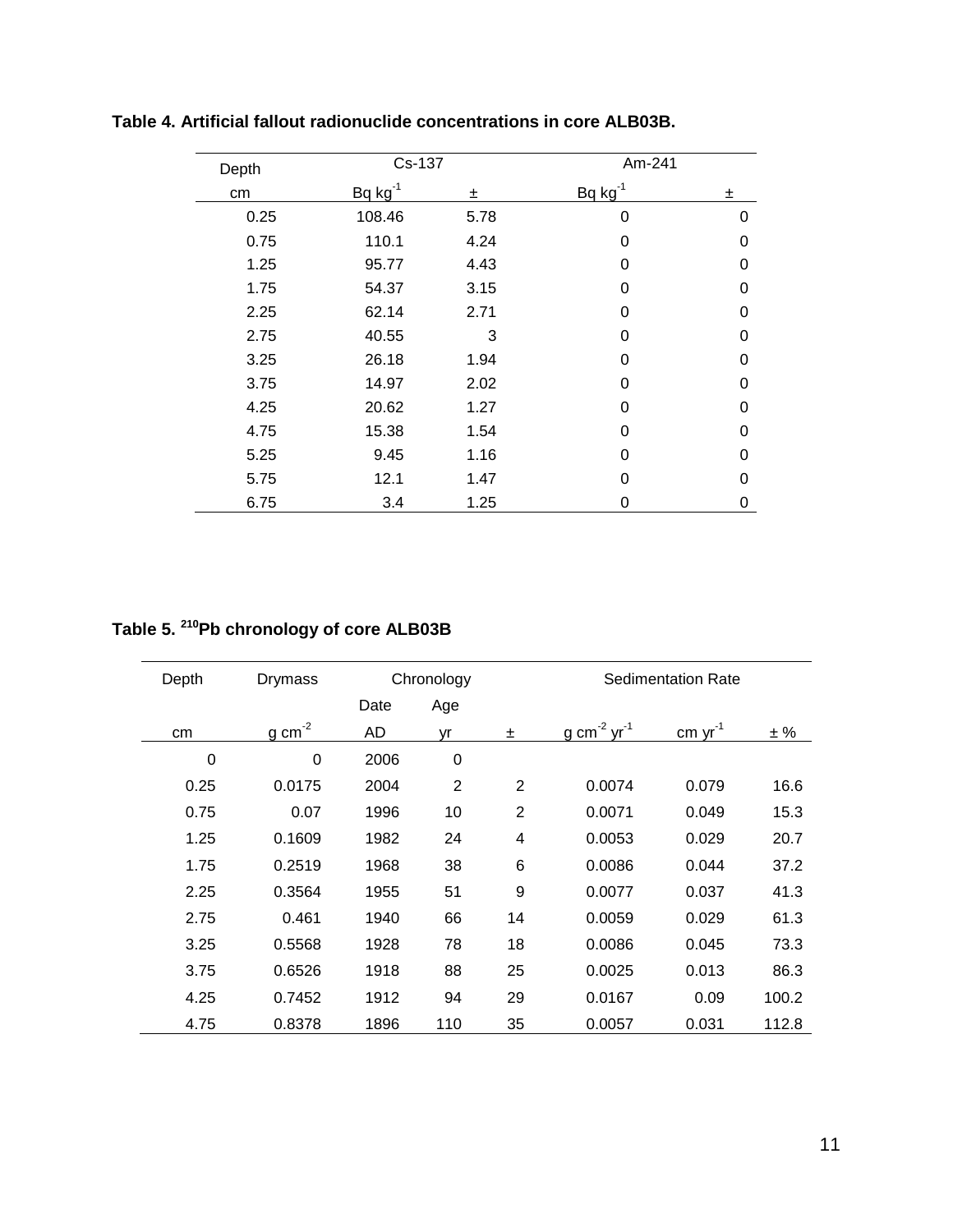**Table 4. Artificial fallout radionuclide concentrations in core ALB03B.**

| Depth | Cs-137 | | Am-241 | |
|---|---|---|---|---|
| cm | Bq $kg^{-1}$ | ± | Bq $kg^{-1}$ | ± |
| 0.25 | 108.46 | 5.78 | 0 | 0 |
| 0.75 | 110.1 | 4.24 | 0 | 0 |
| 1.25 | 95.77 | 4.43 | 0 | 0 |
| 1.75 | 54.37 | 3.15 | 0 | 0 |
| 2.25 | 62.14 | 2.71 | 0 | 0 |
| 2.75 | 40.55 | 3 | 0 | 0 |
| 3.25 | 26.18 | 1.94 | 0 | 0 |
| 3.75 | 14.97 | 2.02 | 0 | 0 |
| 4.25 | 20.62 | 1.27 | 0 | 0 |
| 4.75 | 15.38 | 1.54 | 0 | 0 |
| 5.25 | 9.45 | 1.16 | 0 | 0 |
| 5.75 | 12.1 | 1.47 | 0 | 0 |
| 6.75 | 3.4 | 1.25 | 0 | 0 |

**Table 5. $^{210}Pb$ chronology of core ALB03B**

| Depth | Drymass | Chronology | | | Sedimentation Rate | | |
|---|---|---|---|---|---|---|---|
| | | Date | Age | | | | |
| cm | g $cm^{-2}$ | AD | yr | ± | g $cm^{-2}$ $yr^{-1}$ | cm $yr^{-1}$ | ± % |
| 0 | 0 | 2006 | 0 | | | | |
| 0.25 | 0.0175 | 2004 | 2 | 2 | 0.0074 | 0.079 | 16.6 |
| 0.75 | 0.07 | 1996 | 10 | 2 | 0.0071 | 0.049 | 15.3 |
| 1.25 | 0.1609 | 1982 | 24 | 4 | 0.0053 | 0.029 | 20.7 |
| 1.75 | 0.2519 | 1968 | 38 | 6 | 0.0086 | 0.044 | 37.2 |
| 2.25 | 0.3564 | 1955 | 51 | 9 | 0.0077 | 0.037 | 41.3 |
| 2.75 | 0.461 | 1940 | 66 | 14 | 0.0059 | 0.029 | 61.3 |
| 3.25 | 0.5568 | 1928 | 78 | 18 | 0.0086 | 0.045 | 73.3 |
| 3.75 | 0.6526 | 1918 | 88 | 25 | 0.0025 | 0.013 | 86.3 |
| 4.25 | 0.7452 | 1912 | 94 | 29 | 0.0167 | 0.09 | 100.2 |
| 4.75 | 0.8378 | 1896 | 110 | 35 | 0.0057 | 0.031 | 112.8 |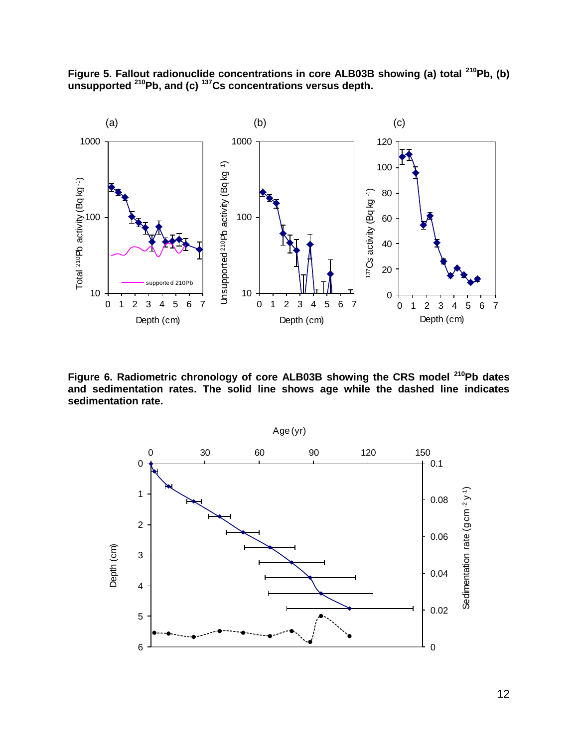**Figure 5. Fallout radionuclide concentrations in core ALB03B showing (a) total $^{210}Pb$, (b) unsupported $^{210}Pb$, and (c) $^{137}Cs$ concentrations versus depth.**

**Figure 6. Radiometric chronology of core ALB03B showing the CRS model $^{210}Pb$ dates and sedimentation rates. The solid line shows age while the dashed line indicates sedimentation rate.**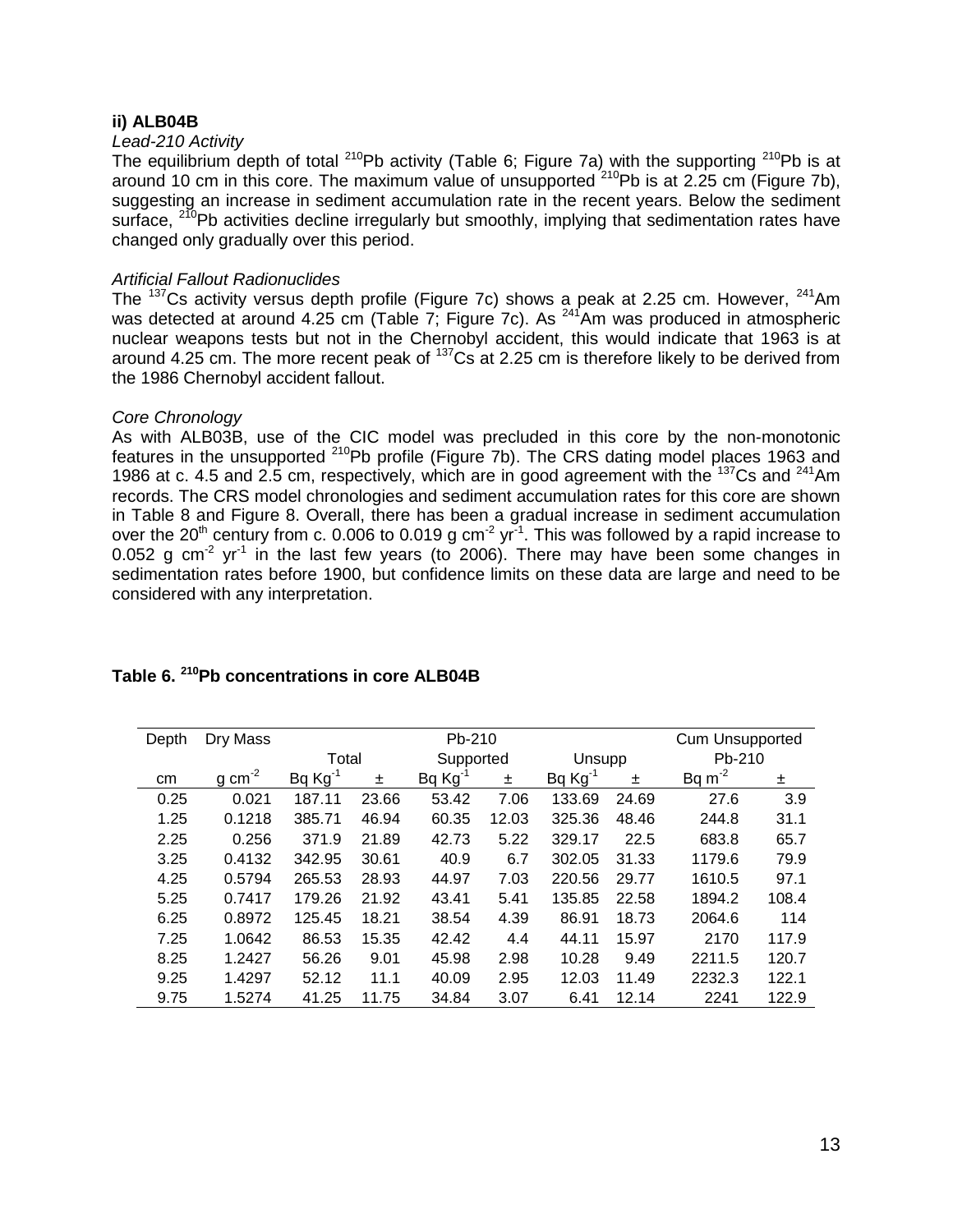### ii) ALB04B

*Lead-210 Activity*

The equilibrium depth of total $^{210}Pb$ activity (Table 6; Figure 7a) with the supporting $^{210}Pb$ is at around 10 cm in this core. The maximum value of unsupported $^{210}Pb$ is at 2.25 cm (Figure 7b), suggesting an increase in sediment accumulation rate in the recent years. Below the sediment surface, $^{210}Pb$ activities decline irregularly but smoothly, implying that sedimentation rates have changed only gradually over this period.

*Artificial Fallout Radionuclides*

The $^{137}Cs$ activity versus depth profile (Figure 7c) shows a peak at 2.25 cm. However, $^{241}Am$ was detected at around 4.25 cm (Table 7; Figure 7c). As $^{241}Am$ was produced in atmospheric nuclear weapons tests but not in the Chernobyl accident, this would indicate that 1963 is at around 4.25 cm. The more recent peak of $^{137}Cs$ at 2.25 cm is therefore likely to be derived from the 1986 Chernobyl accident fallout.

*Core Chronology*

As with ALB03B, use of the CIC model was precluded in this core by the non-monotonic features in the unsupported $^{210}Pb$ profile (Figure 7b). The CRS dating model places 1963 and 1986 at c. 4.5 and 2.5 cm, respectively, which are in good agreement with the $^{137}Cs$ and $^{241}Am$ records. The CRS model chronologies and sediment accumulation rates for this core are shown in Table 8 and Figure 8. Overall, there has been a gradual increase in sediment accumulation over the 20th century from c. 0.006 to 0.019 g $cm^{-2}$ $yr^{-1}$. This was followed by a rapid increase to 0.052 g $cm^{-2}$ $yr^{-1}$ in the last few years (to 2006). There may have been some changes in sedimentation rates before 1900, but confidence limits on these data are large and need to be considered with any interpretation.

**Table 6. $^{210}Pb$ concentrations in core ALB04B**

| Depth | Dry Mass | Pb-210 | | | | | | Cum Unsupported Pb-210 | |
|---|---|---|---|---|---|---|---|---|---|
| | | Total | | Supported | | Unsupp | | | |
| cm | g $cm^{-2}$ | Bq $Kg^{-1}$ | ± | Bq $Kg^{-1}$ | ± | Bq $Kg^{-1}$ | ± | Bq $m^{-2}$ | ± |
| 0.25 | 0.021 | 187.11 | 23.66 | 53.42 | 7.06 | 133.69 | 24.69 | 27.6 | 3.9 |
| 1.25 | 0.1218 | 385.71 | 46.94 | 60.35 | 12.03 | 325.36 | 48.46 | 244.8 | 31.1 |
| 2.25 | 0.256 | 371.9 | 21.89 | 42.73 | 5.22 | 329.17 | 22.5 | 683.8 | 65.7 |
| 3.25 | 0.4132 | 342.95 | 30.61 | 40.9 | 6.7 | 302.05 | 31.33 | 1179.6 | 79.9 |
| 4.25 | 0.5794 | 265.53 | 28.93 | 44.97 | 7.03 | 220.56 | 29.77 | 1610.5 | 97.1 |
| 5.25 | 0.7417 | 179.26 | 21.92 | 43.41 | 5.41 | 135.85 | 22.58 | 1894.2 | 108.4 |
| 6.25 | 0.8972 | 125.45 | 18.21 | 38.54 | 4.39 | 86.91 | 18.73 | 2064.6 | 114 |
| 7.25 | 1.0642 | 86.53 | 15.35 | 42.42 | 4.4 | 44.11 | 15.97 | 2170 | 117.9 |
| 8.25 | 1.2427 | 56.26 | 9.01 | 45.98 | 2.98 | 10.28 | 9.49 | 2211.5 | 120.7 |
| 9.25 | 1.4297 | 52.12 | 11.1 | 40.09 | 2.95 | 12.03 | 11.49 | 2232.3 | 122.1 |
| 9.75 | 1.5274 | 41.25 | 11.75 | 34.84 | 3.07 | 6.41 | 12.14 | 2241 | 122.9 |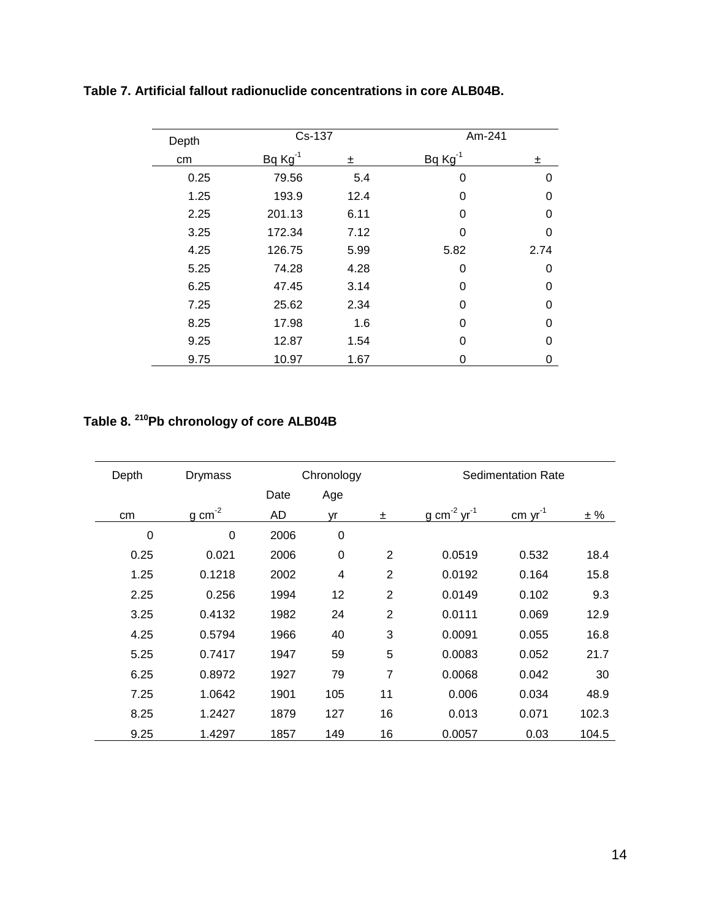**Table 7. Artificial fallout radionuclide concentrations in core ALB04B.**

| Depth | Cs-137 | | Am-241 | |
|---|---|---|---|---|
| cm | Bq $Kg^{-1}$ | ± | Bq $Kg^{-1}$ | ± |
| 0.25 | 79.56 | 5.4 | 0 | 0 |
| 1.25 | 193.9 | 12.4 | 0 | 0 |
| 2.25 | 201.13 | 6.11 | 0 | 0 |
| 3.25 | 172.34 | 7.12 | 0 | 0 |
| 4.25 | 126.75 | 5.99 | 5.82 | 2.74 |
| 5.25 | 74.28 | 4.28 | 0 | 0 |
| 6.25 | 47.45 | 3.14 | 0 | 0 |
| 7.25 | 25.62 | 2.34 | 0 | 0 |
| 8.25 | 17.98 | 1.6 | 0 | 0 |
| 9.25 | 12.87 | 1.54 | 0 | 0 |
| 9.75 | 10.97 | 1.67 | 0 | 0 |

**Table 8. $^{210}$Pb chronology of core ALB04B**

| Depth | Drymass | Chronology | | | Sedimentation Rate | | |
|---|---|---|---|---|---|---|---|
| | | Date | Age | | | | |
| cm | g $cm^{-2}$ | AD | yr | ± | g $cm^{-2}$ $yr^{-1}$ | cm $yr^{-1}$ | ± % |
| 0 | 0 | 2006 | 0 | | | | |
| 0.25 | 0.021 | 2006 | 0 | 2 | 0.0519 | 0.532 | 18.4 |
| 1.25 | 0.1218 | 2002 | 4 | 2 | 0.0192 | 0.164 | 15.8 |
| 2.25 | 0.256 | 1994 | 12 | 2 | 0.0149 | 0.102 | 9.3 |
| 3.25 | 0.4132 | 1982 | 24 | 2 | 0.0111 | 0.069 | 12.9 |
| 4.25 | 0.5794 | 1966 | 40 | 3 | 0.0091 | 0.055 | 16.8 |
| 5.25 | 0.7417 | 1947 | 59 | 5 | 0.0083 | 0.052 | 21.7 |
| 6.25 | 0.8972 | 1927 | 79 | 7 | 0.0068 | 0.042 | 30 |
| 7.25 | 1.0642 | 1901 | 105 | 11 | 0.006 | 0.034 | 48.9 |
| 8.25 | 1.2427 | 1879 | 127 | 16 | 0.013 | 0.071 | 102.3 |
| 9.25 | 1.4297 | 1857 | 149 | 16 | 0.0057 | 0.03 | 104.5 |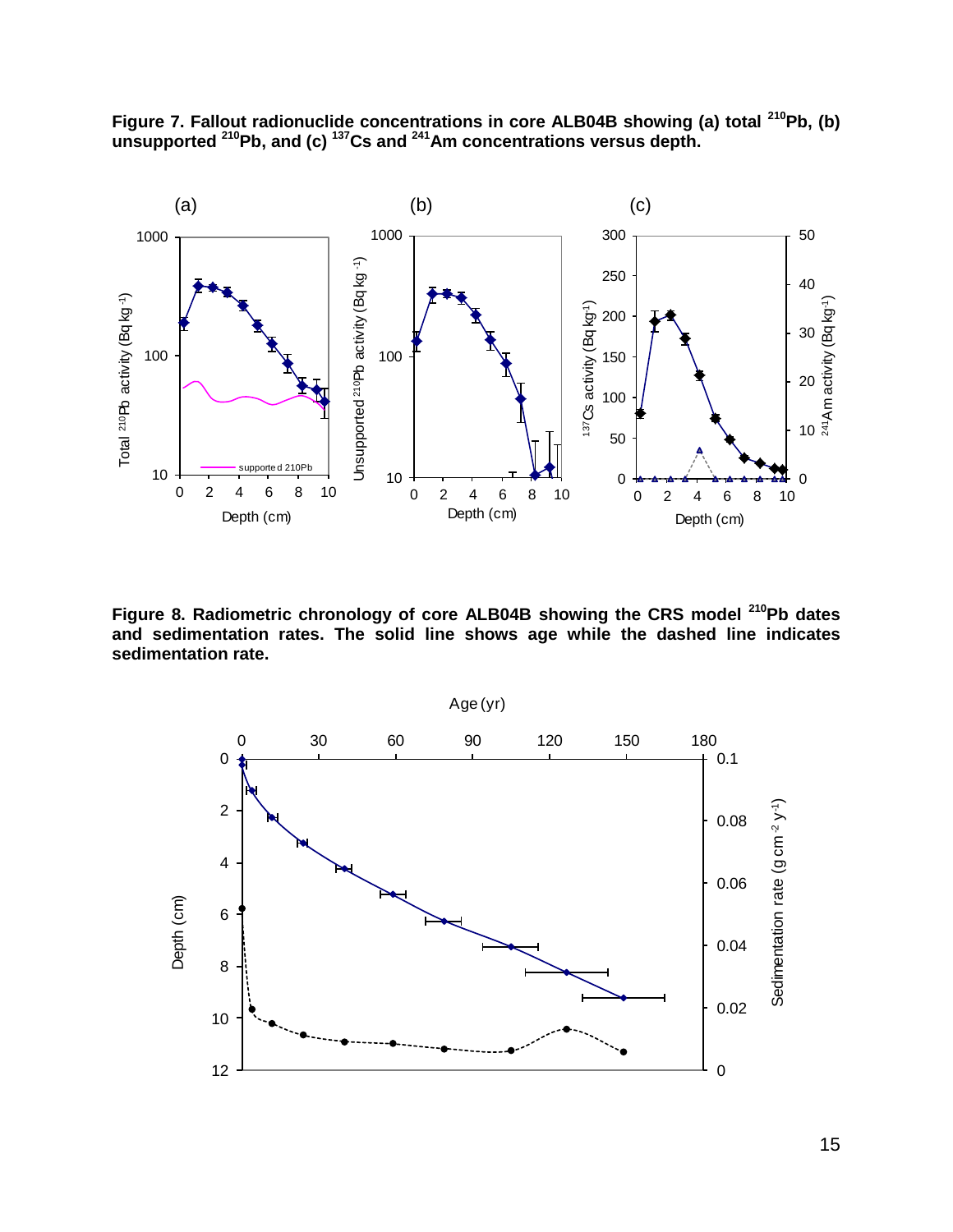**Figure 7. Fallout radionuclide concentrations in core ALB04B showing (a) total $^{210}$Pb, (b) unsupported $^{210}$Pb, and (c) $^{137}$Cs and $^{241}$Am concentrations versus depth.**

**Figure 8. Radiometric chronology of core ALB04B showing the CRS model $^{210}$Pb dates and sedimentation rates. The solid line shows age while the dashed line indicates sedimentation rate.**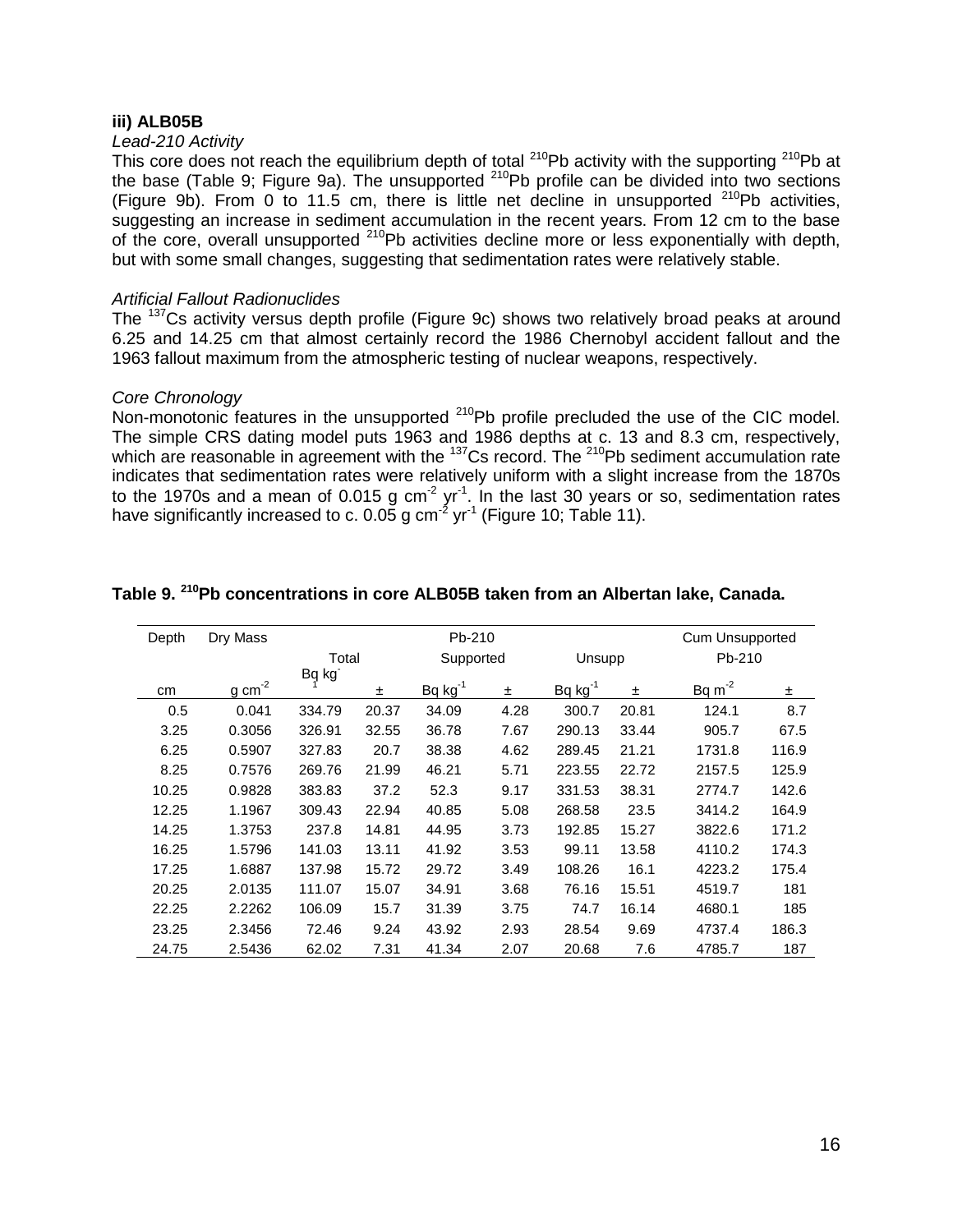**iii) ALB05B**

*Lead-210 Activity*

This core does not reach the equilibrium depth of total $^{210}Pb$ activity with the supporting $^{210}Pb$ at the base (Table 9; Figure 9a). The unsupported $^{210}Pb$ profile can be divided into two sections (Figure 9b). From 0 to 11.5 cm, there is little net decline in unsupported $^{210}Pb$ activities, suggesting an increase in sediment accumulation in the recent years. From 12 cm to the base of the core, overall unsupported $^{210}Pb$ activities decline more or less exponentially with depth, but with some small changes, suggesting that sedimentation rates were relatively stable.

*Artificial Fallout Radionuclides*

The $^{137}Cs$ activity versus depth profile (Figure 9c) shows two relatively broad peaks at around 6.25 and 14.25 cm that almost certainly record the 1986 Chernobyl accident fallout and the 1963 fallout maximum from the atmospheric testing of nuclear weapons, respectively.

*Core Chronology*

Non-monotonic features in the unsupported $^{210}Pb$ profile precluded the use of the CIC model. The simple CRS dating model puts 1963 and 1986 depths at c. 13 and 8.3 cm, respectively, which are reasonable in agreement with the $^{137}Cs$ record. The $^{210}Pb$ sediment accumulation rate indicates that sedimentation rates were relatively uniform with a slight increase from the 1870s to the 1970s and a mean of 0.015 g cm$^{-2}$ yr$^{-1}$. In the last 30 years or so, sedimentation rates have significantly increased to c. 0.05 g cm$^{-2}$ yr$^{-1}$ (Figure 10; Table 11).

**Table 9. $^{210}Pb$ concentrations in core ALB05B taken from an Albertan lake, Canada.**

| Depth | Dry Mass | Pb-210 | | | | | | Cum Unsupported | |
|---|---|---|---|---|---|---|---|---|---|
| | | Total | | Supported | | Unsupp | | Pb-210 | |
| cm | g cm$^{-2}$ | Bq kg$^{-1}$ | ± | Bq kg$^{-1}$ | ± | Bq kg$^{-1}$ | ± | Bq m$^{-2}$ | ± |
| 0.5 | 0.041 | 334.79 | 20.37 | 34.09 | 4.28 | 300.7 | 20.81 | 124.1 | 8.7 |
| 3.25 | 0.3056 | 326.91 | 32.55 | 36.78 | 7.67 | 290.13 | 33.44 | 905.7 | 67.5 |
| 6.25 | 0.5907 | 327.83 | 20.7 | 38.38 | 4.62 | 289.45 | 21.21 | 1731.8 | 116.9 |
| 8.25 | 0.7576 | 269.76 | 21.99 | 46.21 | 5.71 | 223.55 | 22.72 | 2157.5 | 125.9 |
| 10.25 | 0.9828 | 383.83 | 37.2 | 52.3 | 9.17 | 331.53 | 38.31 | 2774.7 | 142.6 |
| 12.25 | 1.1967 | 309.43 | 22.94 | 40.85 | 5.08 | 268.58 | 23.5 | 3414.2 | 164.9 |
| 14.25 | 1.3753 | 237.8 | 14.81 | 44.95 | 3.73 | 192.85 | 15.27 | 3822.6 | 171.2 |
| 16.25 | 1.5796 | 141.03 | 13.11 | 41.92 | 3.53 | 99.11 | 13.58 | 4110.2 | 174.3 |
| 17.25 | 1.6887 | 137.98 | 15.72 | 29.72 | 3.49 | 108.26 | 16.1 | 4223.2 | 175.4 |
| 20.25 | 2.0135 | 111.07 | 15.07 | 34.91 | 3.68 | 76.16 | 15.51 | 4519.7 | 181 |
| 22.25 | 2.2262 | 106.09 | 15.7 | 31.39 | 3.75 | 74.7 | 16.14 | 4680.1 | 185 |
| 23.25 | 2.3456 | 72.46 | 9.24 | 43.92 | 2.93 | 28.54 | 9.69 | 4737.4 | 186.3 |
| 24.75 | 2.5436 | 62.02 | 7.31 | 41.34 | 2.07 | 20.68 | 7.6 | 4785.7 | 187 |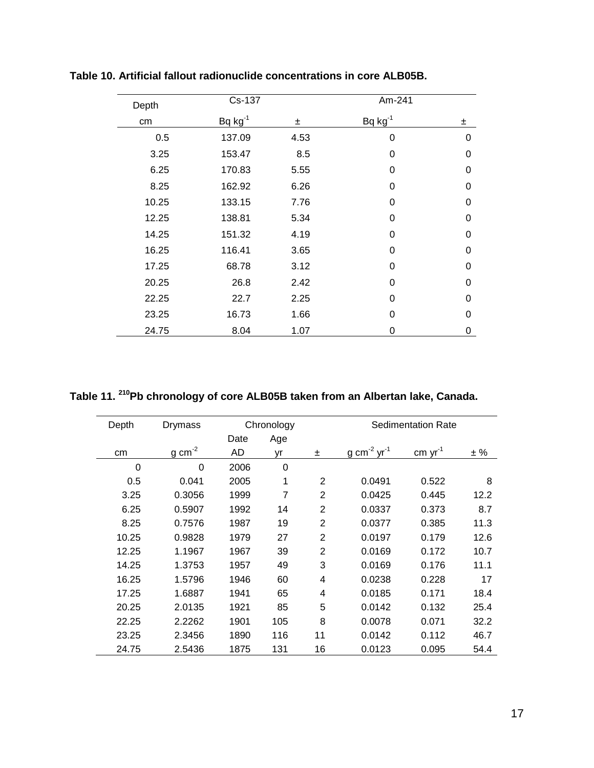**Table 10. Artificial fallout radionuclide concentrations in core ALB05B.**

| Depth | Cs-137 | | Am-241 | |
|---|---|---|---|---|
| cm | Bq $kg^{-1}$ | ± | Bq $kg^{-1}$ | ± |
| 0.5 | 137.09 | 4.53 | 0 | 0 |
| 3.25 | 153.47 | 8.5 | 0 | 0 |
| 6.25 | 170.83 | 5.55 | 0 | 0 |
| 8.25 | 162.92 | 6.26 | 0 | 0 |
| 10.25 | 133.15 | 7.76 | 0 | 0 |
| 12.25 | 138.81 | 5.34 | 0 | 0 |
| 14.25 | 151.32 | 4.19 | 0 | 0 |
| 16.25 | 116.41 | 3.65 | 0 | 0 |
| 17.25 | 68.78 | 3.12 | 0 | 0 |
| 20.25 | 26.8 | 2.42 | 0 | 0 |
| 22.25 | 22.7 | 2.25 | 0 | 0 |
| 23.25 | 16.73 | 1.66 | 0 | 0 |
| 24.75 | 8.04 | 1.07 | 0 | 0 |

**Table 11. $^{210}$Pb chronology of core ALB05B taken from an Albertan lake, Canada.**

| Depth | Drymass | Chronology | | | Sedimentation Rate | | |
|---|---|---|---|---|---|---|---|
| | | Date | Age | | | | |
| cm | g $cm^{-2}$ | AD | yr | ± | g $cm^{-2}$ $yr^{-1}$ | cm $yr^{-1}$ | ± % |
| 0 | 0 | 2006 | 0 | | | | |
| 0.5 | 0.041 | 2005 | 1 | 2 | 0.0491 | 0.522 | 8 |
| 3.25 | 0.3056 | 1999 | 7 | 2 | 0.0425 | 0.445 | 12.2 |
| 6.25 | 0.5907 | 1992 | 14 | 2 | 0.0337 | 0.373 | 8.7 |
| 8.25 | 0.7576 | 1987 | 19 | 2 | 0.0377 | 0.385 | 11.3 |
| 10.25 | 0.9828 | 1979 | 27 | 2 | 0.0197 | 0.179 | 12.6 |
| 12.25 | 1.1967 | 1967 | 39 | 2 | 0.0169 | 0.172 | 10.7 |
| 14.25 | 1.3753 | 1957 | 49 | 3 | 0.0169 | 0.176 | 11.1 |
| 16.25 | 1.5796 | 1946 | 60 | 4 | 0.0238 | 0.228 | 17 |
| 17.25 | 1.6887 | 1941 | 65 | 4 | 0.0185 | 0.171 | 18.4 |
| 20.25 | 2.0135 | 1921 | 85 | 5 | 0.0142 | 0.132 | 25.4 |
| 22.25 | 2.2262 | 1901 | 105 | 8 | 0.0078 | 0.071 | 32.2 |
| 23.25 | 2.3456 | 1890 | 116 | 11 | 0.0142 | 0.112 | 46.7 |
| 24.75 | 2.5436 | 1875 | 131 | 16 | 0.0123 | 0.095 | 54.4 |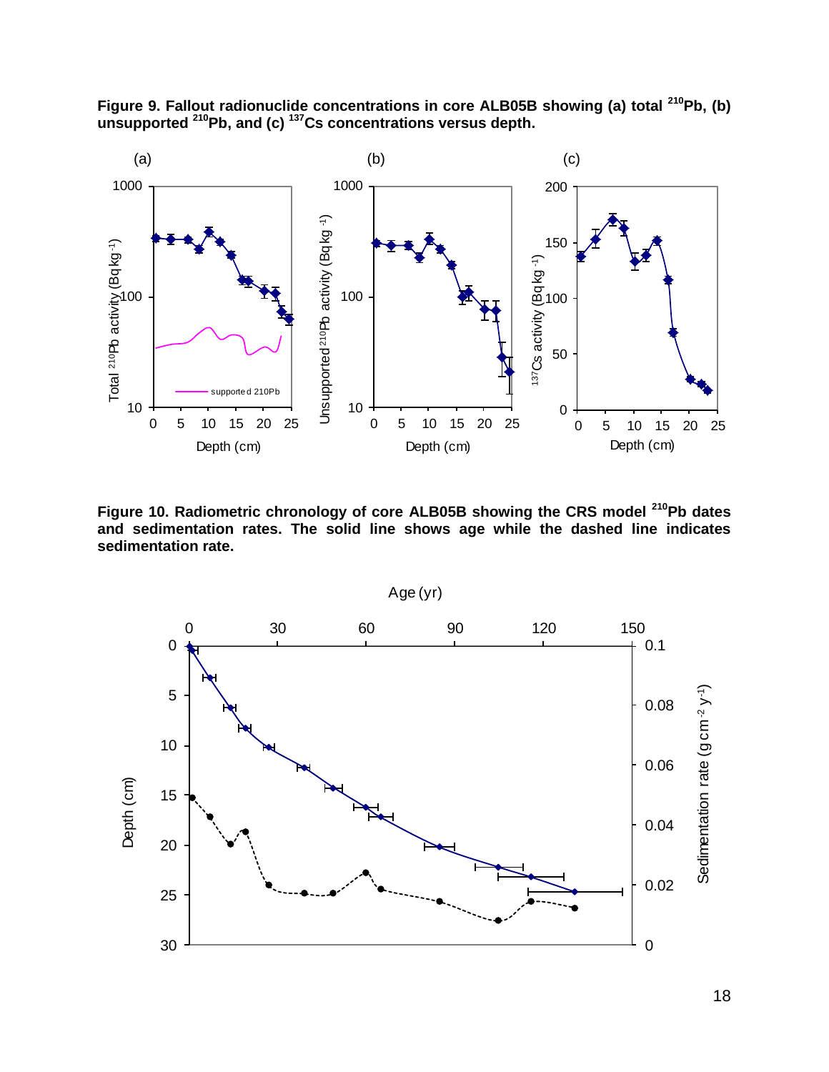**Figure 9. Fallout radionuclide concentrations in core ALB05B showing (a) total $^{210}$Pb, (b) unsupported $^{210}$Pb, and (c) $^{137}$Cs concentrations versus depth.**

**Figure 10. Radiometric chronology of core ALB05B showing the CRS model $^{210}$Pb dates and sedimentation rates. The solid line shows age while the dashed line indicates sedimentation rate.**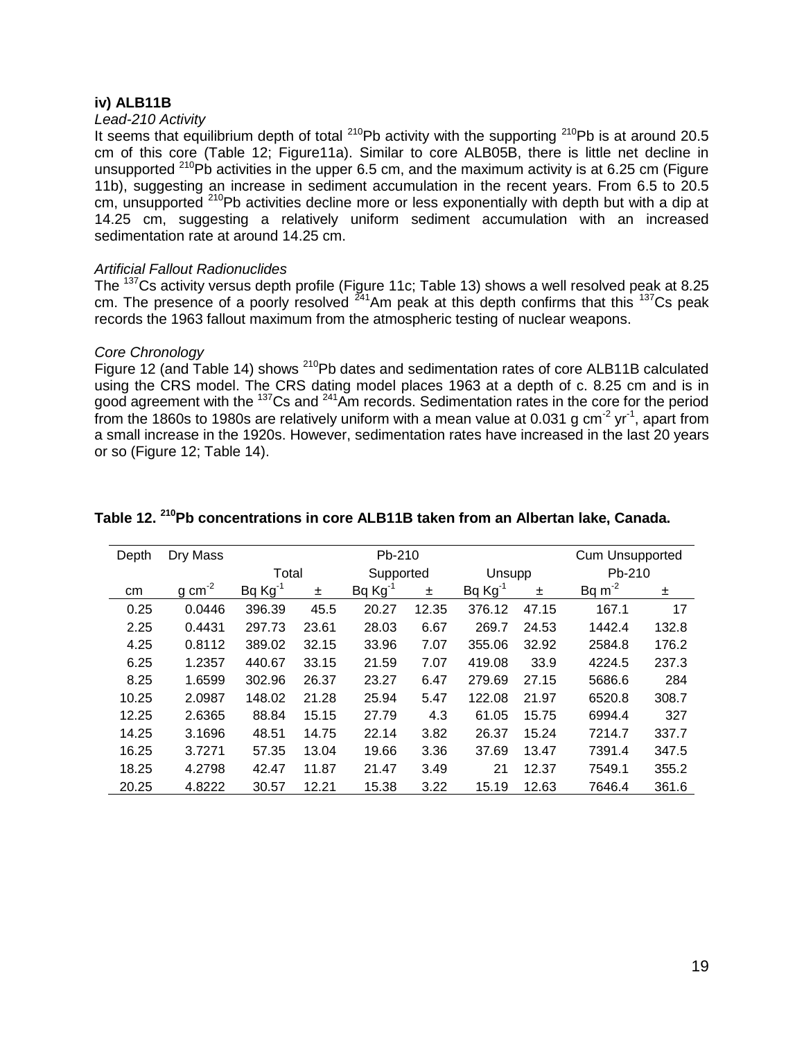### iv) ALB11B

*Lead-210 Activity*

It seems that equilibrium depth of total $^{210}$Pb activity with the supporting $^{210}$Pb is at around 20.5 cm of this core (Table 12; Figure11a). Similar to core ALB05B, there is little net decline in unsupported $^{210}$Pb activities in the upper 6.5 cm, and the maximum activity is at 6.25 cm (Figure 11b), suggesting an increase in sediment accumulation in the recent years. From 6.5 to 20.5 cm, unsupported $^{210}$Pb activities decline more or less exponentially with depth but with a dip at 14.25 cm, suggesting a relatively uniform sediment accumulation with an increased sedimentation rate at around 14.25 cm.

*Artificial Fallout Radionuclides*

The $^{137}$Cs activity versus depth profile (Figure 11c; Table 13) shows a well resolved peak at 8.25 cm. The presence of a poorly resolved $^{241}$Am peak at this depth confirms that this $^{137}$Cs peak records the 1963 fallout maximum from the atmospheric testing of nuclear weapons.

*Core Chronology*

Figure 12 (and Table 14) shows $^{210}$Pb dates and sedimentation rates of core ALB11B calculated using the CRS model. The CRS dating model places 1963 at a depth of c. 8.25 cm and is in good agreement with the $^{137}$Cs and $^{241}$Am records. Sedimentation rates in the core for the period from the 1860s to 1980s are relatively uniform with a mean value at 0.031 g cm$^{-2}$ yr$^{-1}$, apart from a small increase in the 1920s. However, sedimentation rates have increased in the last 20 years or so (Figure 12; Table 14).

**Table 12. $^{210}$Pb concentrations in core ALB11B taken from an Albertan lake, Canada.**

| Depth | Dry Mass | Pb-210 | | | | | | Cum Unsupported | |
|---|---|---|---|---|---|---|---|---|---|
| | | Total | | Supported | | Unsupp | | Pb-210 | |
| cm | g cm$^{-2}$ | Bq Kg$^{-1}$ | ± | Bq Kg$^{-1}$ | ± | Bq Kg$^{-1}$ | ± | Bq m$^{-2}$ | ± |
| 0.25 | 0.0446 | 396.39 | 45.5 | 20.27 | 12.35 | 376.12 | 47.15 | 167.1 | 17 |
| 2.25 | 0.4431 | 297.73 | 23.61 | 28.03 | 6.67 | 269.7 | 24.53 | 1442.4 | 132.8 |
| 4.25 | 0.8112 | 389.02 | 32.15 | 33.96 | 7.07 | 355.06 | 32.92 | 2584.8 | 176.2 |
| 6.25 | 1.2357 | 440.67 | 33.15 | 21.59 | 7.07 | 419.08 | 33.9 | 4224.5 | 237.3 |
| 8.25 | 1.6599 | 302.96 | 26.37 | 23.27 | 6.47 | 279.69 | 27.15 | 5686.6 | 284 |
| 10.25 | 2.0987 | 148.02 | 21.28 | 25.94 | 5.47 | 122.08 | 21.97 | 6520.8 | 308.7 |
| 12.25 | 2.6365 | 88.84 | 15.15 | 27.79 | 4.3 | 61.05 | 15.75 | 6994.4 | 327 |
| 14.25 | 3.1696 | 48.51 | 14.75 | 22.14 | 3.82 | 26.37 | 15.24 | 7214.7 | 337.7 |
| 16.25 | 3.7271 | 57.35 | 13.04 | 19.66 | 3.36 | 37.69 | 13.47 | 7391.4 | 347.5 |
| 18.25 | 4.2798 | 42.47 | 11.87 | 21.47 | 3.49 | 21 | 12.37 | 7549.1 | 355.2 |
| 20.25 | 4.8222 | 30.57 | 12.21 | 15.38 | 3.22 | 15.19 | 12.63 | 7646.4 | 361.6 |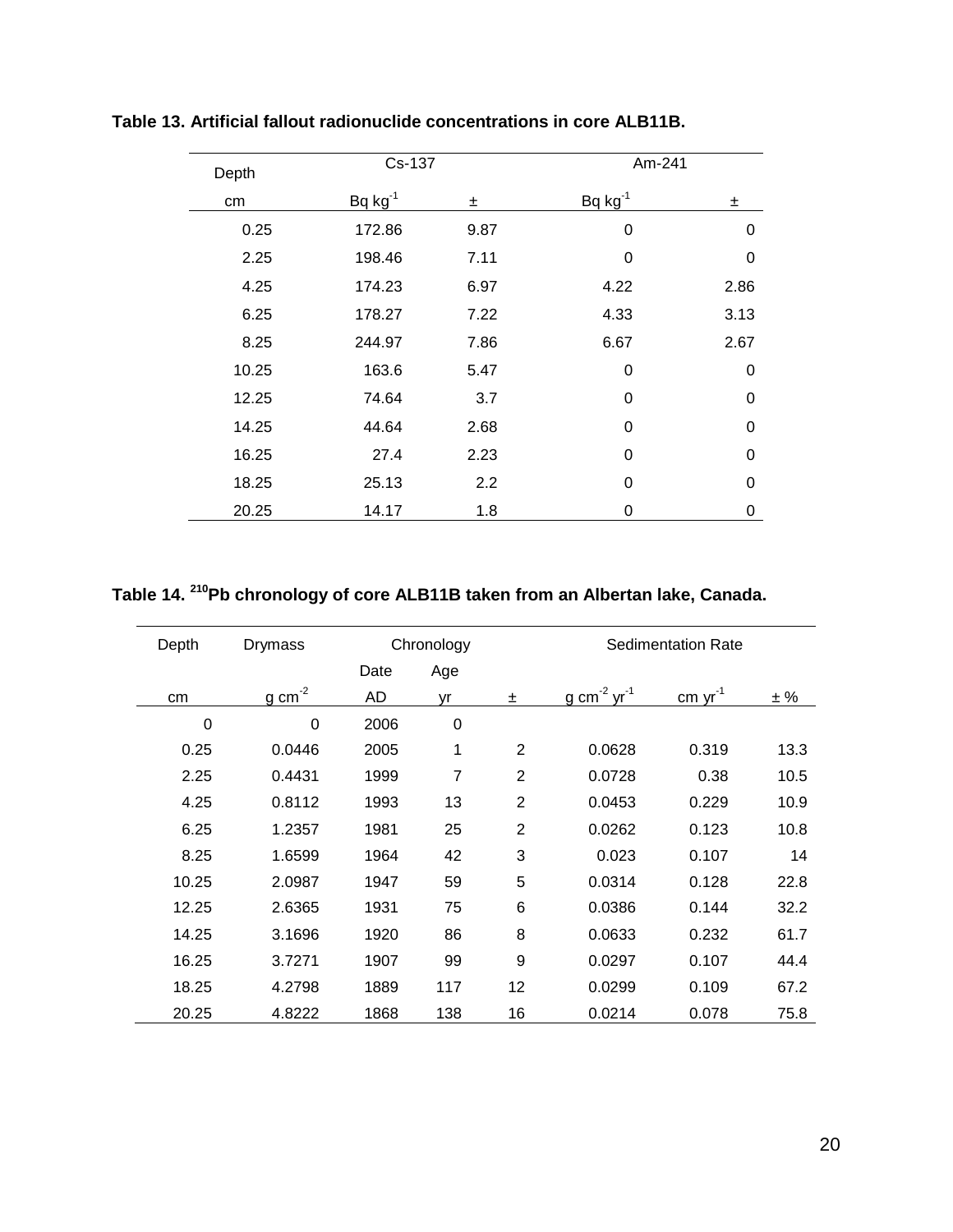**Table 13. Artificial fallout radionuclide concentrations in core ALB11B.**

| Depth | Cs-137 | | Am-241 | |
|---|---|---|---|---|
| cm | Bq kg$^{-1}$ | ± | Bq kg$^{-1}$ | ± |
| 0.25 | 172.86 | 9.87 | 0 | 0 |
| 2.25 | 198.46 | 7.11 | 0 | 0 |
| 4.25 | 174.23 | 6.97 | 4.22 | 2.86 |
| 6.25 | 178.27 | 7.22 | 4.33 | 3.13 |
| 8.25 | 244.97 | 7.86 | 6.67 | 2.67 |
| 10.25 | 163.6 | 5.47 | 0 | 0 |
| 12.25 | 74.64 | 3.7 | 0 | 0 |
| 14.25 | 44.64 | 2.68 | 0 | 0 |
| 16.25 | 27.4 | 2.23 | 0 | 0 |
| 18.25 | 25.13 | 2.2 | 0 | 0 |
| 20.25 | 14.17 | 1.8 | 0 | 0 |

**Table 14. $^{210}$Pb chronology of core ALB11B taken from an Albertan lake, Canada.**

| Depth | Drymass | Chronology | | | Sedimentation Rate | | |
|---|---|---|---|---|---|---|---|
| | | Date | Age | | | | |
| cm | g cm$^{-2}$ | AD | yr | ± | g cm$^{-2}$ yr$^{-1}$ | cm yr$^{-1}$ | ± % |
| 0 | 0 | 2006 | 0 | | | | |
| 0.25 | 0.0446 | 2005 | 1 | 2 | 0.0628 | 0.319 | 13.3 |
| 2.25 | 0.4431 | 1999 | 7 | 2 | 0.0728 | 0.38 | 10.5 |
| 4.25 | 0.8112 | 1993 | 13 | 2 | 0.0453 | 0.229 | 10.9 |
| 6.25 | 1.2357 | 1981 | 25 | 2 | 0.0262 | 0.123 | 10.8 |
| 8.25 | 1.6599 | 1964 | 42 | 3 | 0.023 | 0.107 | 14 |
| 10.25 | 2.0987 | 1947 | 59 | 5 | 0.0314 | 0.128 | 22.8 |
| 12.25 | 2.6365 | 1931 | 75 | 6 | 0.0386 | 0.144 | 32.2 |
| 14.25 | 3.1696 | 1920 | 86 | 8 | 0.0633 | 0.232 | 61.7 |
| 16.25 | 3.7271 | 1907 | 99 | 9 | 0.0297 | 0.107 | 44.4 |
| 18.25 | 4.2798 | 1889 | 117 | 12 | 0.0299 | 0.109 | 67.2 |
| 20.25 | 4.8222 | 1868 | 138 | 16 | 0.0214 | 0.078 | 75.8 |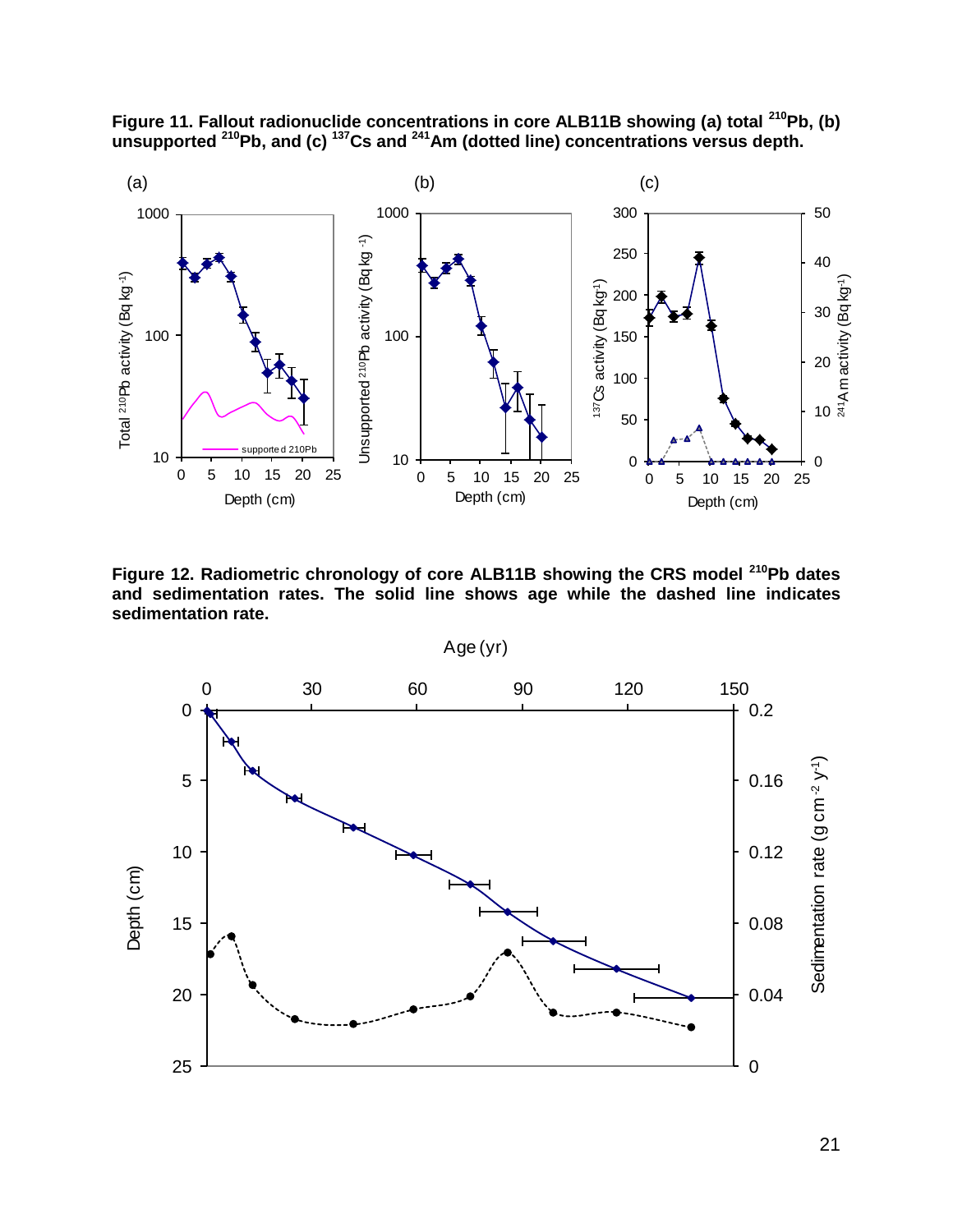**Figure 11. Fallout radionuclide concentrations in core ALB11B showing (a) total $^{210}$Pb, (b) unsupported $^{210}$Pb, and (c) $^{137}$Cs and $^{241}$Am (dotted line) concentrations versus depth.**

**Figure 12. Radiometric chronology of core ALB11B showing the CRS model $^{210}$Pb dates and sedimentation rates. The solid line shows age while the dashed line indicates sedimentation rate.**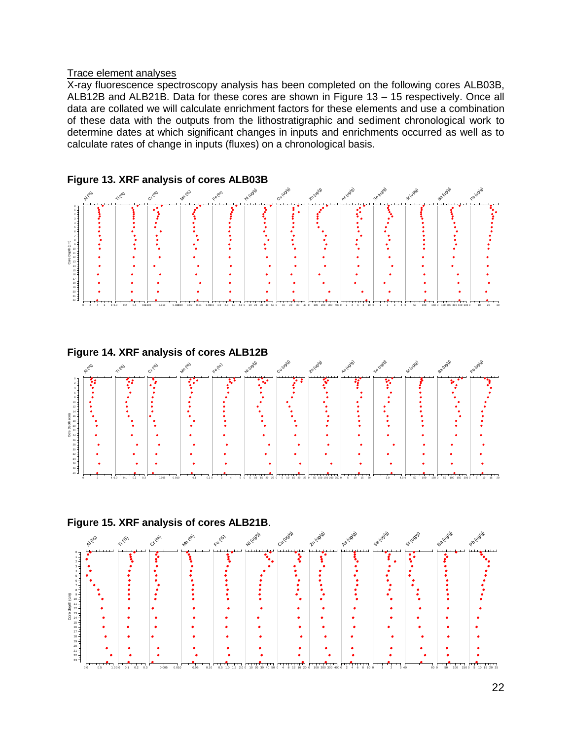Trace element analyses

X-ray fluorescence spectroscopy analysis has been completed on the following cores ALB03B, ALB12B and ALB21B. Data for these cores are shown in Figure 13 – 15 respectively. Once all data are collated we will calculate enrichment factors for these elements and use a combination of these data with the outputs from the lithostratigraphic and sediment chronological work to determine dates at which significant changes in inputs and enrichments occurred as well as to calculate rates of change in inputs (fluxes) on a chronological basis.

**Figure 13. XRF analysis of cores ALB03B**

**Figure 14. XRF analysis of cores ALB12B**

**Figure 15. XRF analysis of cores ALB21B.**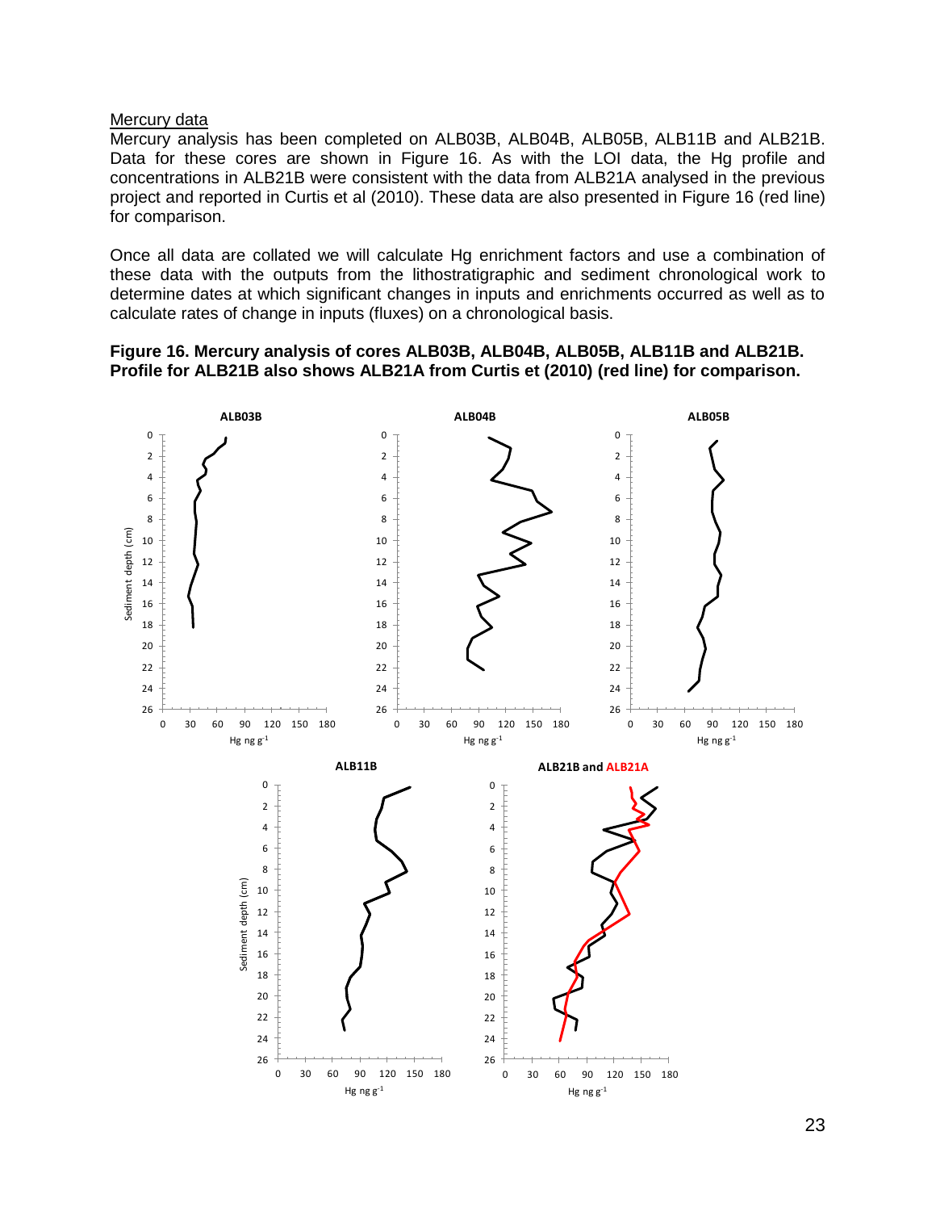Mercury data

Mercury analysis has been completed on ALB03B, ALB04B, ALB05B, ALB11B and ALB21B. Data for these cores are shown in Figure 16. As with the LOI data, the Hg profile and concentrations in ALB21B were consistent with the data from ALB21A analysed in the previous project and reported in Curtis et al (2010). These data are also presented in Figure 16 (red line) for comparison.

Once all data are collated we will calculate Hg enrichment factors and use a combination of these data with the outputs from the lithostratigraphic and sediment chronological work to determine dates at which significant changes in inputs and enrichments occurred as well as to calculate rates of change in inputs (fluxes) on a chronological basis.

**Figure 16. Mercury analysis of cores ALB03B, ALB04B, ALB05B, ALB11B and ALB21B. Profile for ALB21B also shows ALB21A from Curtis et (2010) (red line) for comparison.**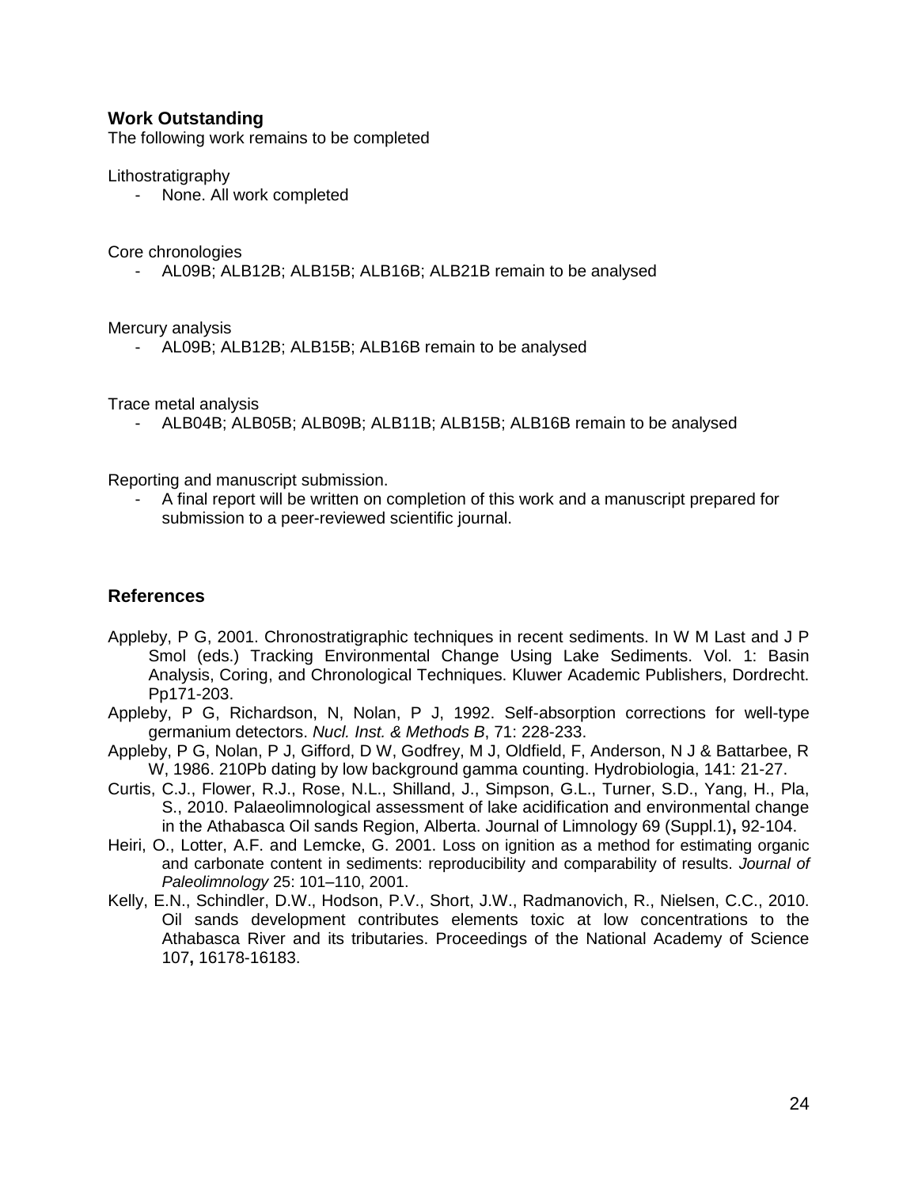## Work Outstanding

The following work remains to be completed

Lithostratigraphy

- None. All work completed

Core chronologies

- AL09B; ALB12B; ALB15B; ALB16B; ALB21B remain to be analysed

Mercury analysis

- AL09B; ALB12B; ALB15B; ALB16B remain to be analysed

Trace metal analysis

- ALB04B; ALB05B; ALB09B; ALB11B; ALB15B; ALB16B remain to be analysed

Reporting and manuscript submission.

- A final report will be written on completion of this work and a manuscript prepared for submission to a peer-reviewed scientific journal.

## References

Appleby, P G, 2001. Chronostratigraphic techniques in recent sediments. In W M Last and J P Smol (eds.) Tracking Environmental Change Using Lake Sediments. Vol. 1: Basin Analysis, Coring, and Chronological Techniques. Kluwer Academic Publishers, Dordrecht. Pp171-203.

Appleby, P G, Richardson, N, Nolan, P J, 1992. Self-absorption corrections for well-type germanium detectors. *Nucl. Inst. & Methods B*, 71: 228-233.

Appleby, P G, Nolan, P J, Gifford, D W, Godfrey, M J, Oldfield, F, Anderson, N J & Battarbee, R W, 1986. 210Pb dating by low background gamma counting. Hydrobiologia, 141: 21-27.

Curtis, C.J., Flower, R.J., Rose, N.L., Shilland, J., Simpson, G.L., Turner, S.D., Yang, H., Pla, S., 2010. Palaeolimnological assessment of lake acidification and environmental change in the Athabasca Oil sands Region, Alberta. Journal of Limnology 69 (Suppl.1)**,** 92-104.

Heiri, O., Lotter, A.F. and Lemcke, G. 2001. Loss on ignition as a method for estimating organic and carbonate content in sediments: reproducibility and comparability of results. *Journal of Paleolimnology* 25: 101–110, 2001.

Kelly, E.N., Schindler, D.W., Hodson, P.V., Short, J.W., Radmanovich, R., Nielsen, C.C., 2010. Oil sands development contributes elements toxic at low concentrations to the Athabasca River and its tributaries. Proceedings of the National Academy of Science 107**,** 16178-16183.